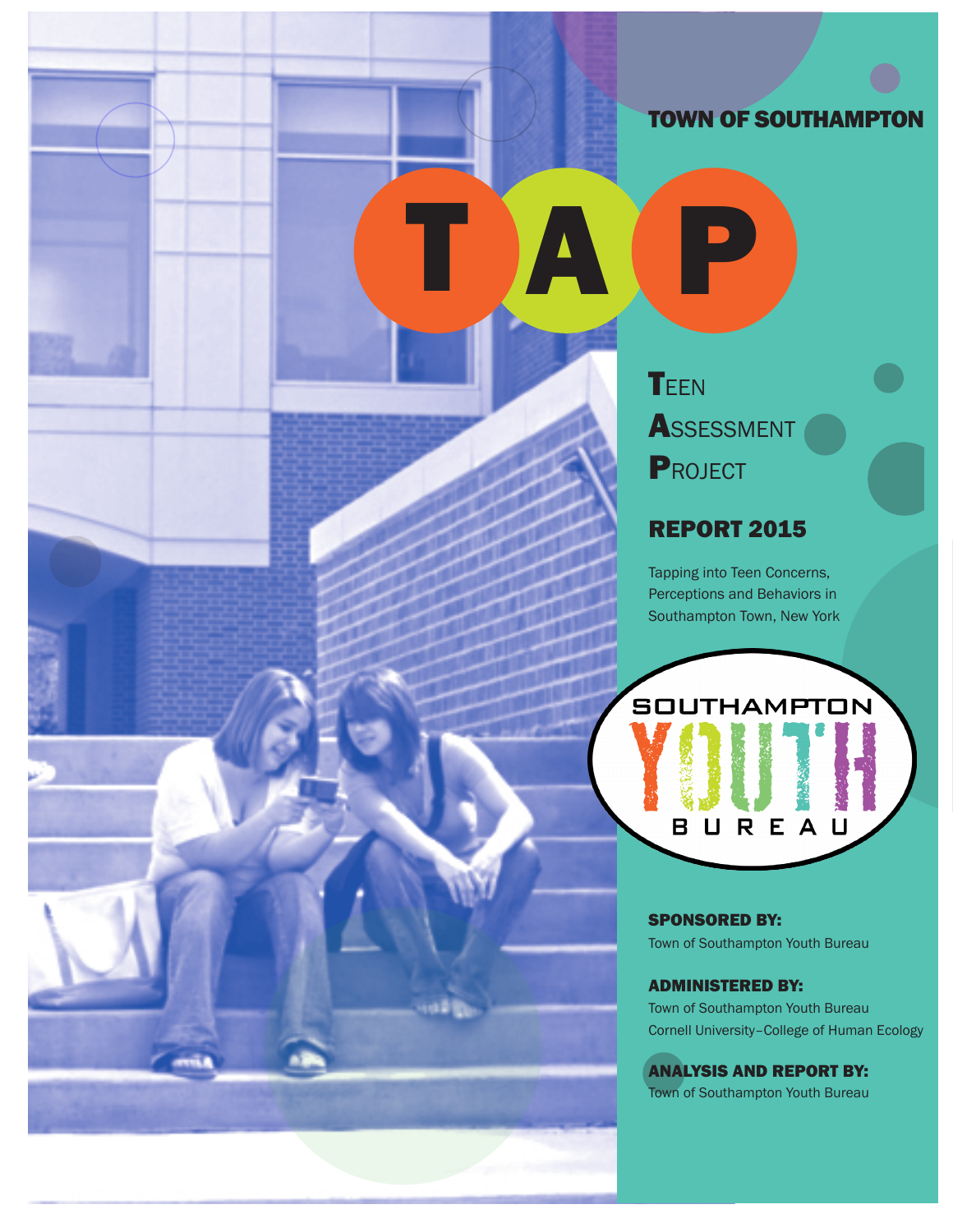TOWN OF SOUTHAMPTON

# TAP

**T**EEN
**A**SSESSMENT
**P**ROJECT

## REPORT 2015

Tapping into Teen Concerns, Perceptions and Behaviors in Southampton Town, New York

SOUTHAMPTON YOUTH BUREAU

**SPONSORED BY:**
Town of Southampton Youth Bureau

**ADMINISTERED BY:**
Town of Southampton Youth Bureau
Cornell University–College of Human Ecology

**ANALYSIS AND REPORT BY:**
Town of Southampton Youth Bureau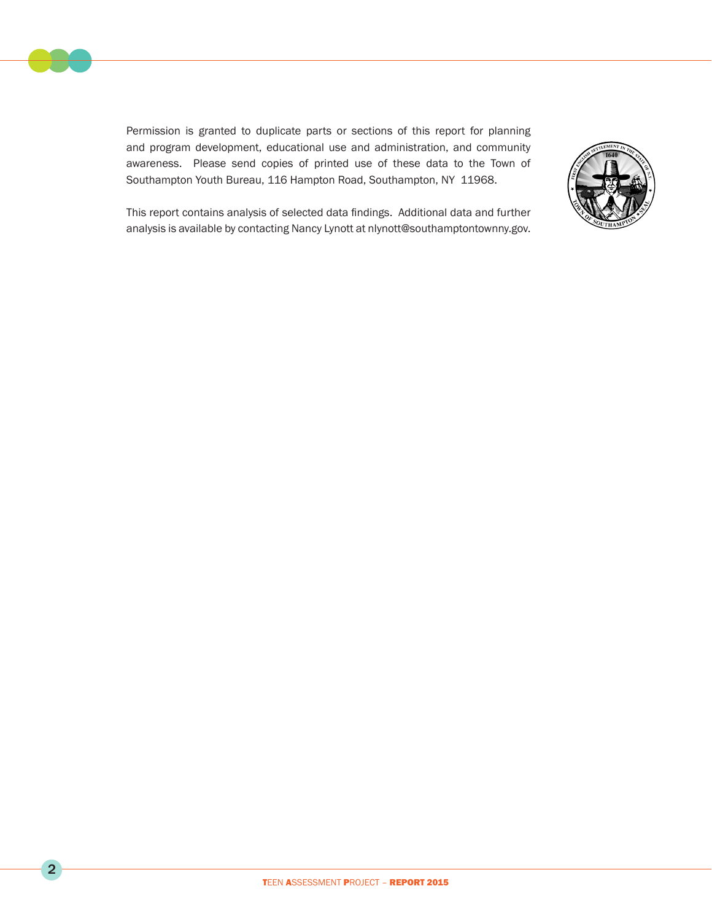Permission is granted to duplicate parts or sections of this report for planning and program development, educational use and administration, and community awareness.  Please send copies of printed use of these data to the Town of Southampton Youth Bureau, 116 Hampton Road, Southampton, NY  11968.

This report contains analysis of selected data findings.  Additional data and further analysis is available by contacting Nancy Lynott at nlynott@southamptontownny.gov.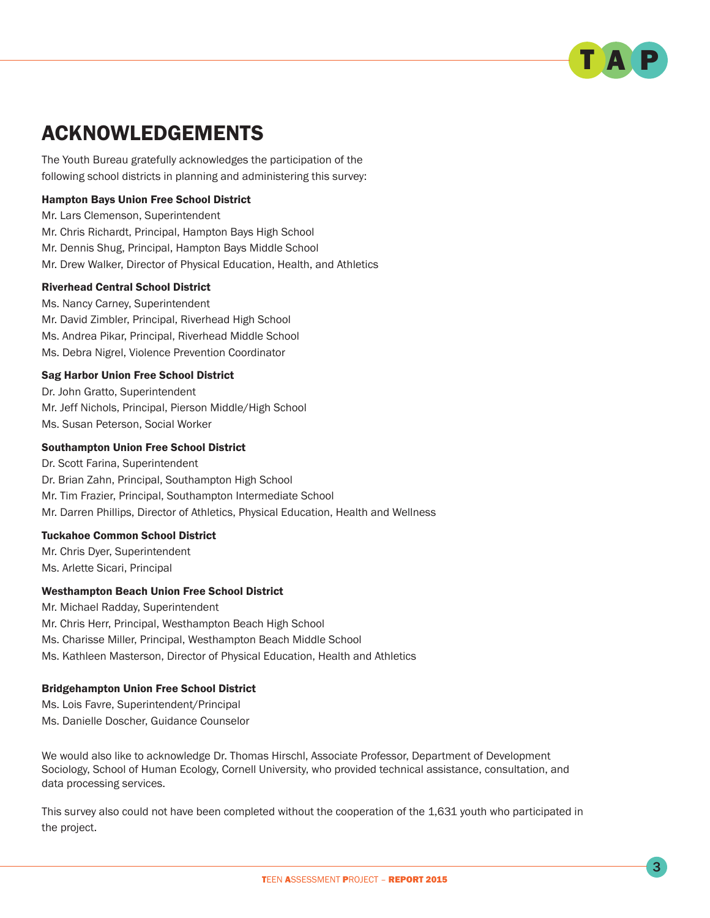# ACKNOWLEDGEMENTS

The Youth Bureau gratefully acknowledges the participation of the following school districts in planning and administering this survey:

**Hampton Bays Union Free School District**
Mr. Lars Clemenson, Superintendent
Mr. Chris Richardt, Principal, Hampton Bays High School
Mr. Dennis Shug, Principal, Hampton Bays Middle School
Mr. Drew Walker, Director of Physical Education, Health, and Athletics

**Riverhead Central School District**
Ms. Nancy Carney, Superintendent
Mr. David Zimbler, Principal, Riverhead High School
Ms. Andrea Pikar, Principal, Riverhead Middle School
Ms. Debra Nigrel, Violence Prevention Coordinator

**Sag Harbor Union Free School District**
Dr. John Gratto, Superintendent
Mr. Jeff Nichols, Principal, Pierson Middle/High School
Ms. Susan Peterson, Social Worker

**Southampton Union Free School District**
Dr. Scott Farina, Superintendent
Dr. Brian Zahn, Principal, Southampton High School
Mr. Tim Frazier, Principal, Southampton Intermediate School
Mr. Darren Phillips, Director of Athletics, Physical Education, Health and Wellness

**Tuckahoe Common School District**
Mr. Chris Dyer, Superintendent
Ms. Arlette Sicari, Principal

**Westhampton Beach Union Free School District**
Mr. Michael Radday, Superintendent
Mr. Chris Herr, Principal, Westhampton Beach High School
Ms. Charisse Miller, Principal, Westhampton Beach Middle School
Ms. Kathleen Masterson, Director of Physical Education, Health and Athletics

**Bridgehampton Union Free School District**
Ms. Lois Favre, Superintendent/Principal
Ms. Danielle Doscher, Guidance Counselor

We would also like to acknowledge Dr. Thomas Hirschl, Associate Professor, Department of Development Sociology, School of Human Ecology, Cornell University, who provided technical assistance, consultation, and data processing services.

This survey also could not have been completed without the cooperation of the 1,631 youth who participated in the project.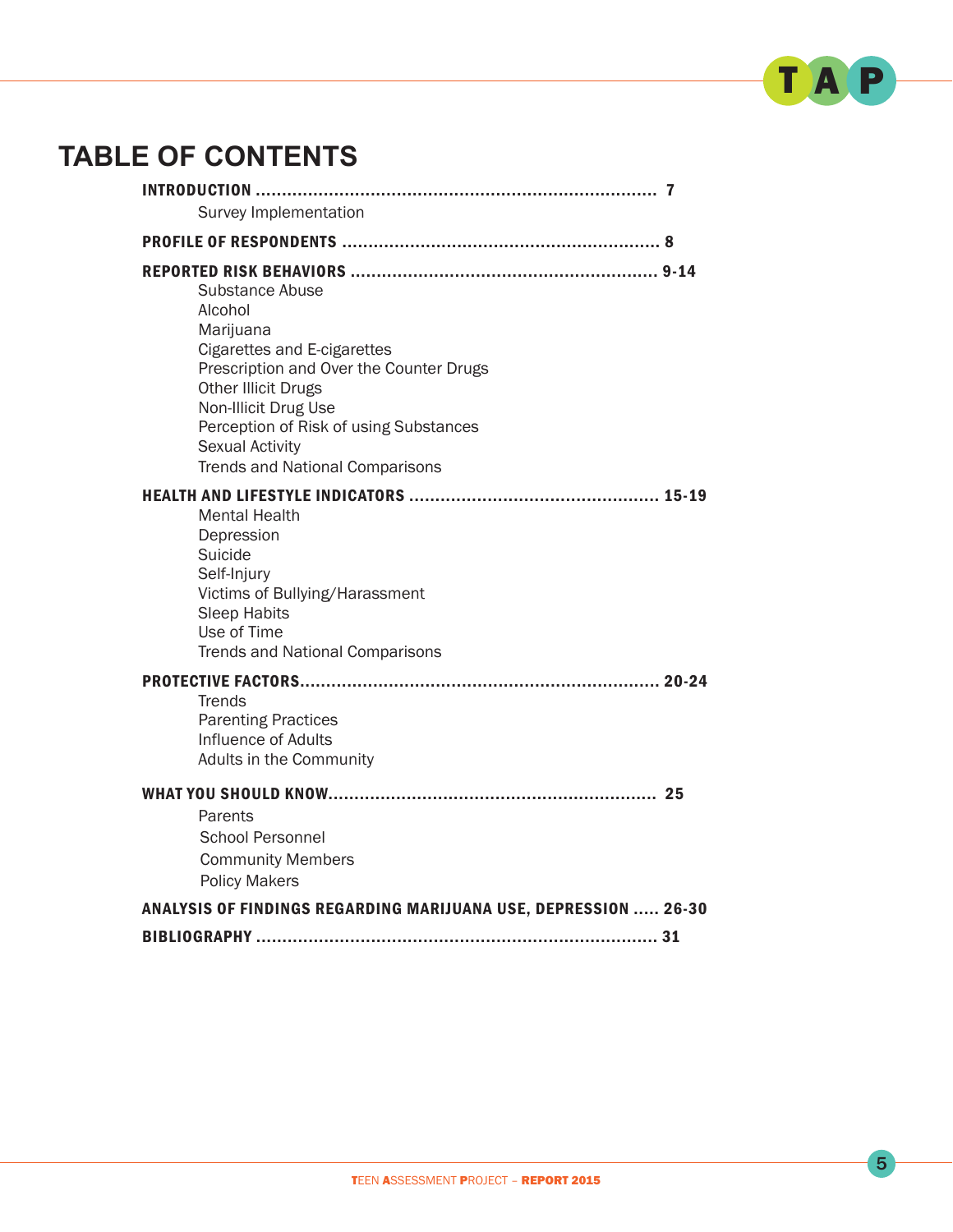# TABLE OF CONTENTS

**INTRODUCTION ............................................................................ 7**

Survey Implementation

**PROFILE OF RESPONDENTS ........................................................... 8**

**REPORTED RISK BEHAVIORS .......................................................... 9-14**

Substance Abuse
Alcohol
Marijuana
Cigarettes and E-cigarettes
Prescription and Over the Counter Drugs
Other Illicit Drugs
Non-Illicit Drug Use
Perception of Risk of using Substances
Sexual Activity
Trends and National Comparisons

**HEALTH AND LIFESTYLE INDICATORS ............................................... 15-19**

Mental Health
Depression
Suicide
Self-Injury
Victims of Bullying/Harassment
Sleep Habits
Use of Time
Trends and National Comparisons

**PROTECTIVE FACTORS................................................................... 20-24**

Trends
Parenting Practices
Influence of Adults
Adults in the Community

**WHAT YOU SHOULD KNOW............................................................. 25**

Parents
School Personnel
Community Members
Policy Makers

**ANALYSIS OF FINDINGS REGARDING MARIJUANA USE, DEPRESSION ..... 26-30**

**BIBLIOGRAPHY ............................................................................ 31**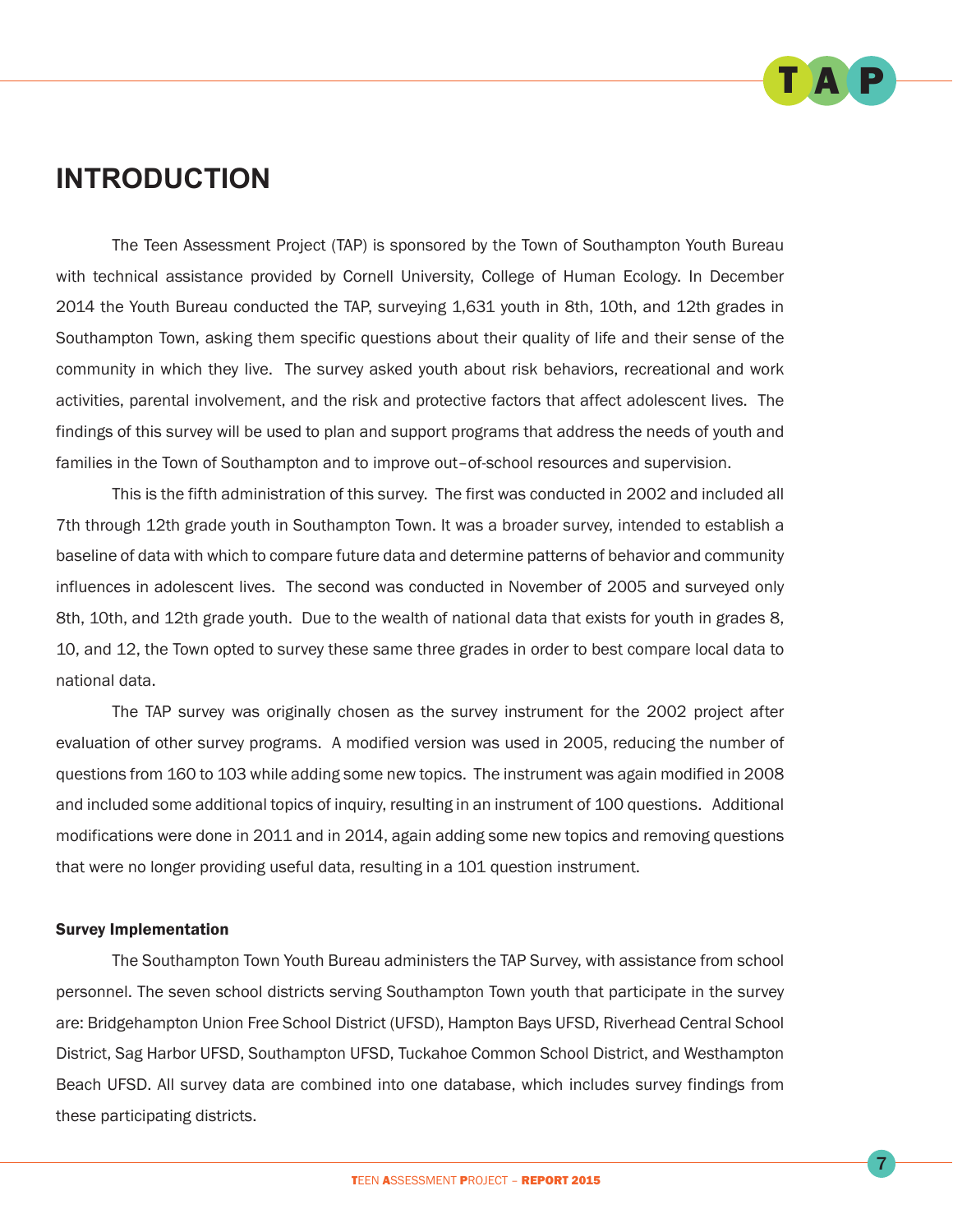# INTRODUCTION

The Teen Assessment Project (TAP) is sponsored by the Town of Southampton Youth Bureau with technical assistance provided by Cornell University, College of Human Ecology. In December 2014 the Youth Bureau conducted the TAP, surveying 1,631 youth in 8th, 10th, and 12th grades in Southampton Town, asking them specific questions about their quality of life and their sense of the community in which they live. The survey asked youth about risk behaviors, recreational and work activities, parental involvement, and the risk and protective factors that affect adolescent lives. The findings of this survey will be used to plan and support programs that address the needs of youth and families in the Town of Southampton and to improve out–of-school resources and supervision.

This is the fifth administration of this survey. The first was conducted in 2002 and included all 7th through 12th grade youth in Southampton Town. It was a broader survey, intended to establish a baseline of data with which to compare future data and determine patterns of behavior and community influences in adolescent lives. The second was conducted in November of 2005 and surveyed only 8th, 10th, and 12th grade youth. Due to the wealth of national data that exists for youth in grades 8, 10, and 12, the Town opted to survey these same three grades in order to best compare local data to national data.

The TAP survey was originally chosen as the survey instrument for the 2002 project after evaluation of other survey programs. A modified version was used in 2005, reducing the number of questions from 160 to 103 while adding some new topics. The instrument was again modified in 2008 and included some additional topics of inquiry, resulting in an instrument of 100 questions. Additional modifications were done in 2011 and in 2014, again adding some new topics and removing questions that were no longer providing useful data, resulting in a 101 question instrument.

#### Survey Implementation

The Southampton Town Youth Bureau administers the TAP Survey, with assistance from school personnel. The seven school districts serving Southampton Town youth that participate in the survey are: Bridgehampton Union Free School District (UFSD), Hampton Bays UFSD, Riverhead Central School District, Sag Harbor UFSD, Southampton UFSD, Tuckahoe Common School District, and Westhampton Beach UFSD. All survey data are combined into one database, which includes survey findings from these participating districts.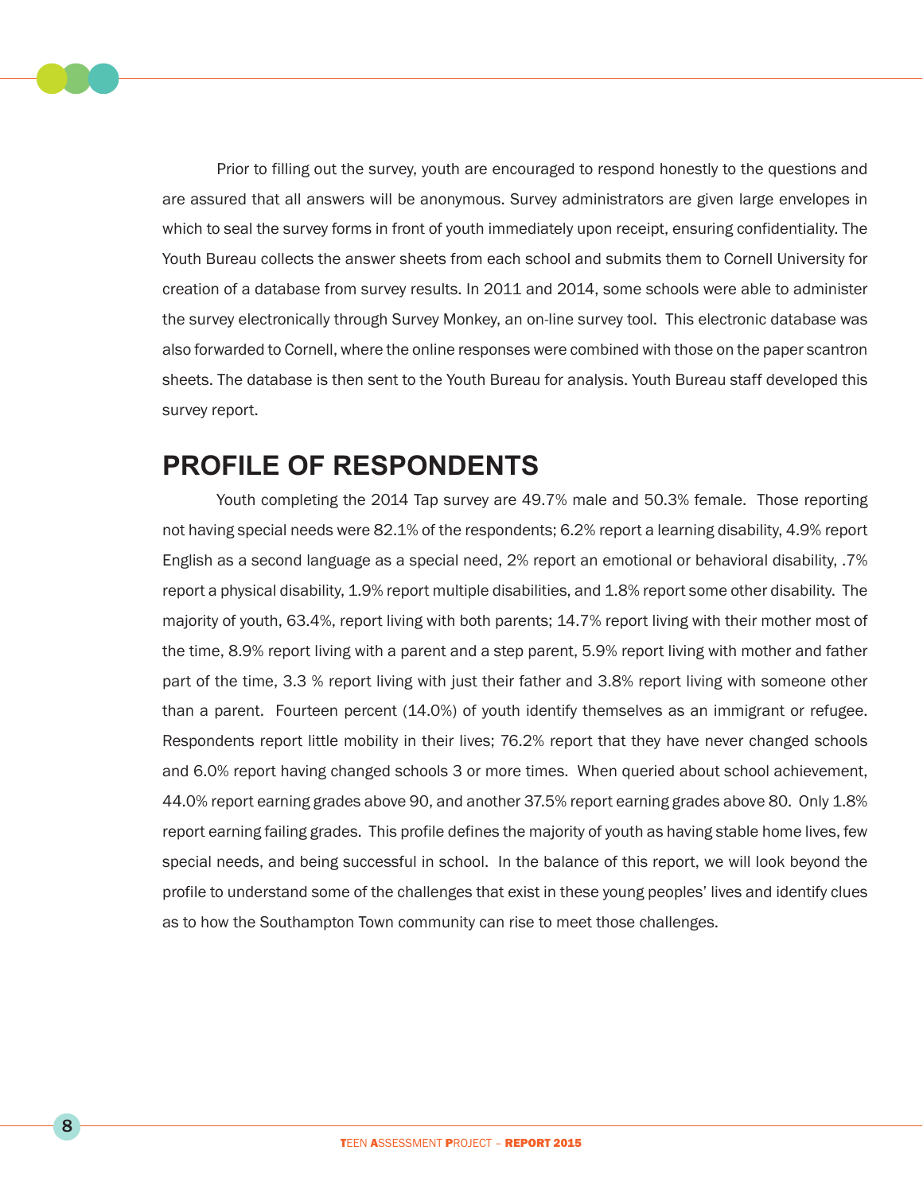Prior to filling out the survey, youth are encouraged to respond honestly to the questions and are assured that all answers will be anonymous. Survey administrators are given large envelopes in which to seal the survey forms in front of youth immediately upon receipt, ensuring confidentiality. The Youth Bureau collects the answer sheets from each school and submits them to Cornell University for creation of a database from survey results. In 2011 and 2014, some schools were able to administer the survey electronically through Survey Monkey, an on-line survey tool. This electronic database was also forwarded to Cornell, where the online responses were combined with those on the paper scantron sheets. The database is then sent to the Youth Bureau for analysis. Youth Bureau staff developed this survey report.

## PROFILE OF RESPONDENTS

Youth completing the 2014 Tap survey are 49.7% male and 50.3% female. Those reporting not having special needs were 82.1% of the respondents; 6.2% report a learning disability, 4.9% report English as a second language as a special need, 2% report an emotional or behavioral disability, .7% report a physical disability, 1.9% report multiple disabilities, and 1.8% report some other disability. The majority of youth, 63.4%, report living with both parents; 14.7% report living with their mother most of the time, 8.9% report living with a parent and a step parent, 5.9% report living with mother and father part of the time, 3.3 % report living with just their father and 3.8% report living with someone other than a parent. Fourteen percent (14.0%) of youth identify themselves as an immigrant or refugee. Respondents report little mobility in their lives; 76.2% report that they have never changed schools and 6.0% report having changed schools 3 or more times. When queried about school achievement, 44.0% report earning grades above 90, and another 37.5% report earning grades above 80. Only 1.8% report earning failing grades. This profile defines the majority of youth as having stable home lives, few special needs, and being successful in school. In the balance of this report, we will look beyond the profile to understand some of the challenges that exist in these young peoples' lives and identify clues as to how the Southampton Town community can rise to meet those challenges.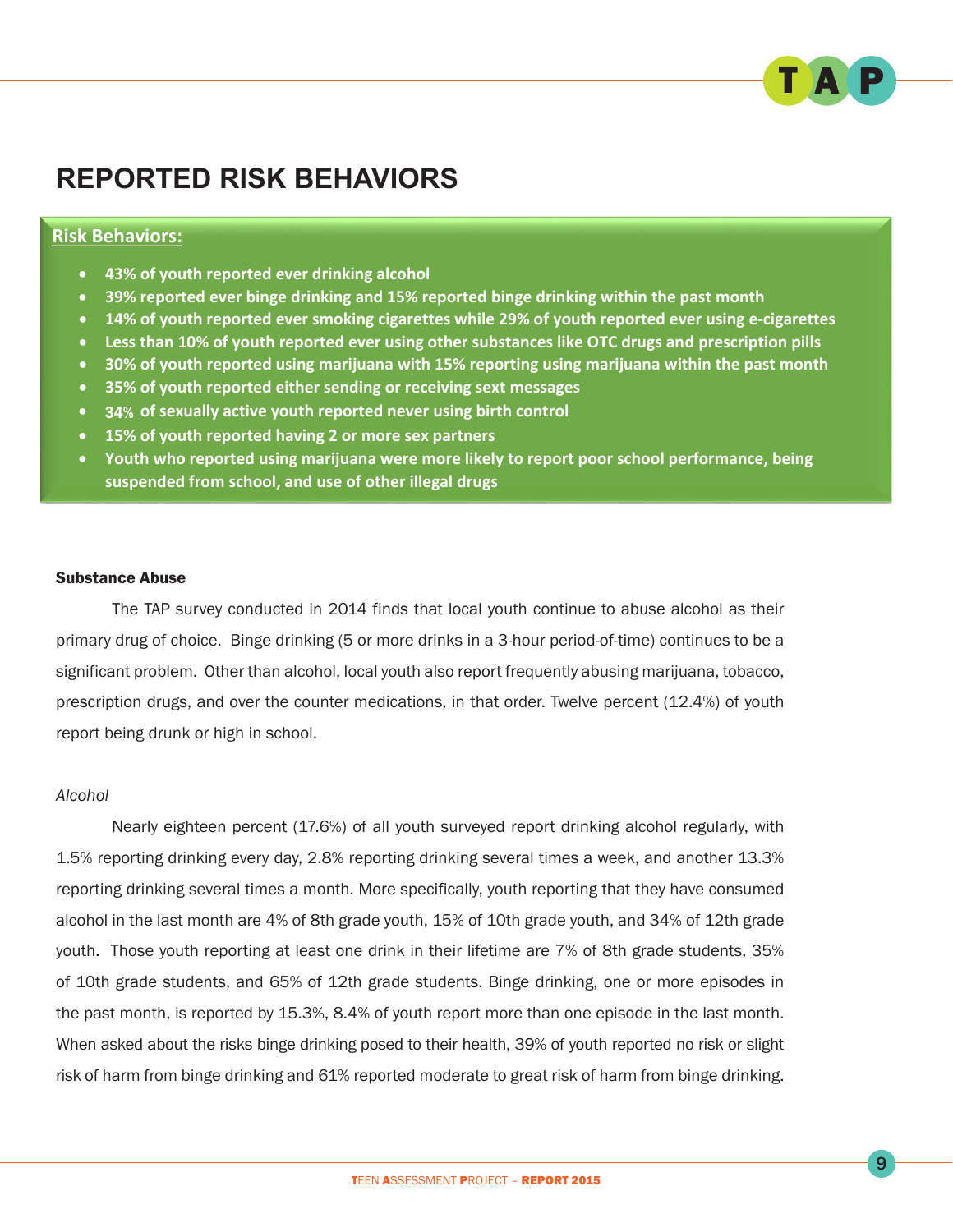# REPORTED RISK BEHAVIORS

**Risk Behaviors:**

- **43% of youth reported ever drinking alcohol**
- **39% reported ever binge drinking and 15% reported binge drinking within the past month**
- **14% of youth reported ever smoking cigarettes while 29% of youth reported ever using e-cigarettes**
- **Less than 10% of youth reported ever using other substances like OTC drugs and prescription pills**
- **30% of youth reported using marijuana with 15% reporting using marijuana within the past month**
- **35% of youth reported either sending or receiving sext messages**
- **34% of sexually active youth reported never using birth control**
- **15% of youth reported having 2 or more sex partners**
- **Youth who reported using marijuana were more likely to report poor school performance, being suspended from school, and use of other illegal drugs**

**Substance Abuse**

The TAP survey conducted in 2014 finds that local youth continue to abuse alcohol as their primary drug of choice. Binge drinking (5 or more drinks in a 3-hour period-of-time) continues to be a significant problem. Other than alcohol, local youth also report frequently abusing marijuana, tobacco, prescription drugs, and over the counter medications, in that order. Twelve percent (12.4%) of youth report being drunk or high in school.

*Alcohol*

Nearly eighteen percent (17.6%) of all youth surveyed report drinking alcohol regularly, with 1.5% reporting drinking every day, 2.8% reporting drinking several times a week, and another 13.3% reporting drinking several times a month. More specifically, youth reporting that they have consumed alcohol in the last month are 4% of 8th grade youth, 15% of 10th grade youth, and 34% of 12th grade youth. Those youth reporting at least one drink in their lifetime are 7% of 8th grade students, 35% of 10th grade students, and 65% of 12th grade students. Binge drinking, one or more episodes in the past month, is reported by 15.3%, 8.4% of youth report more than one episode in the last month. When asked about the risks binge drinking posed to their health, 39% of youth reported no risk or slight risk of harm from binge drinking and 61% reported moderate to great risk of harm from binge drinking.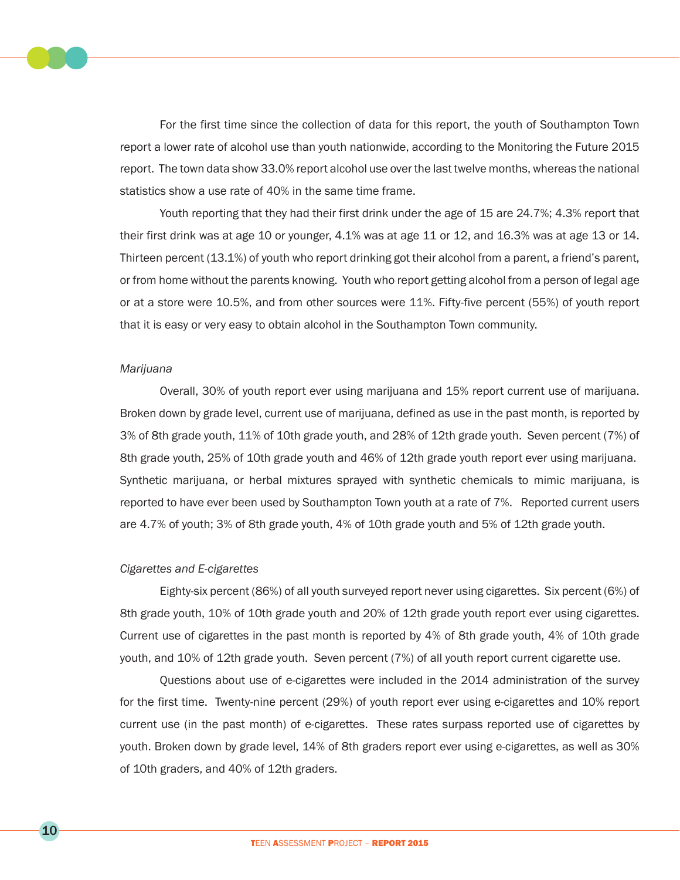For the first time since the collection of data for this report, the youth of Southampton Town report a lower rate of alcohol use than youth nationwide, according to the Monitoring the Future 2015 report. The town data show 33.0% report alcohol use over the last twelve months, whereas the national statistics show a use rate of 40% in the same time frame.

Youth reporting that they had their first drink under the age of 15 are 24.7%; 4.3% report that their first drink was at age 10 or younger, 4.1% was at age 11 or 12, and 16.3% was at age 13 or 14. Thirteen percent (13.1%) of youth who report drinking got their alcohol from a parent, a friend's parent, or from home without the parents knowing. Youth who report getting alcohol from a person of legal age or at a store were 10.5%, and from other sources were 11%. Fifty-five percent (55%) of youth report that it is easy or very easy to obtain alcohol in the Southampton Town community.

*Marijuana*

Overall, 30% of youth report ever using marijuana and 15% report current use of marijuana. Broken down by grade level, current use of marijuana, defined as use in the past month, is reported by 3% of 8th grade youth, 11% of 10th grade youth, and 28% of 12th grade youth. Seven percent (7%) of 8th grade youth, 25% of 10th grade youth and 46% of 12th grade youth report ever using marijuana. Synthetic marijuana, or herbal mixtures sprayed with synthetic chemicals to mimic marijuana, is reported to have ever been used by Southampton Town youth at a rate of 7%. Reported current users are 4.7% of youth; 3% of 8th grade youth, 4% of 10th grade youth and 5% of 12th grade youth.

*Cigarettes and E-cigarettes*

Eighty-six percent (86%) of all youth surveyed report never using cigarettes. Six percent (6%) of 8th grade youth, 10% of 10th grade youth and 20% of 12th grade youth report ever using cigarettes. Current use of cigarettes in the past month is reported by 4% of 8th grade youth, 4% of 10th grade youth, and 10% of 12th grade youth. Seven percent (7%) of all youth report current cigarette use.

Questions about use of e-cigarettes were included in the 2014 administration of the survey for the first time. Twenty-nine percent (29%) of youth report ever using e-cigarettes and 10% report current use (in the past month) of e-cigarettes. These rates surpass reported use of cigarettes by youth. Broken down by grade level, 14% of 8th graders report ever using e-cigarettes, as well as 30% of 10th graders, and 40% of 12th graders.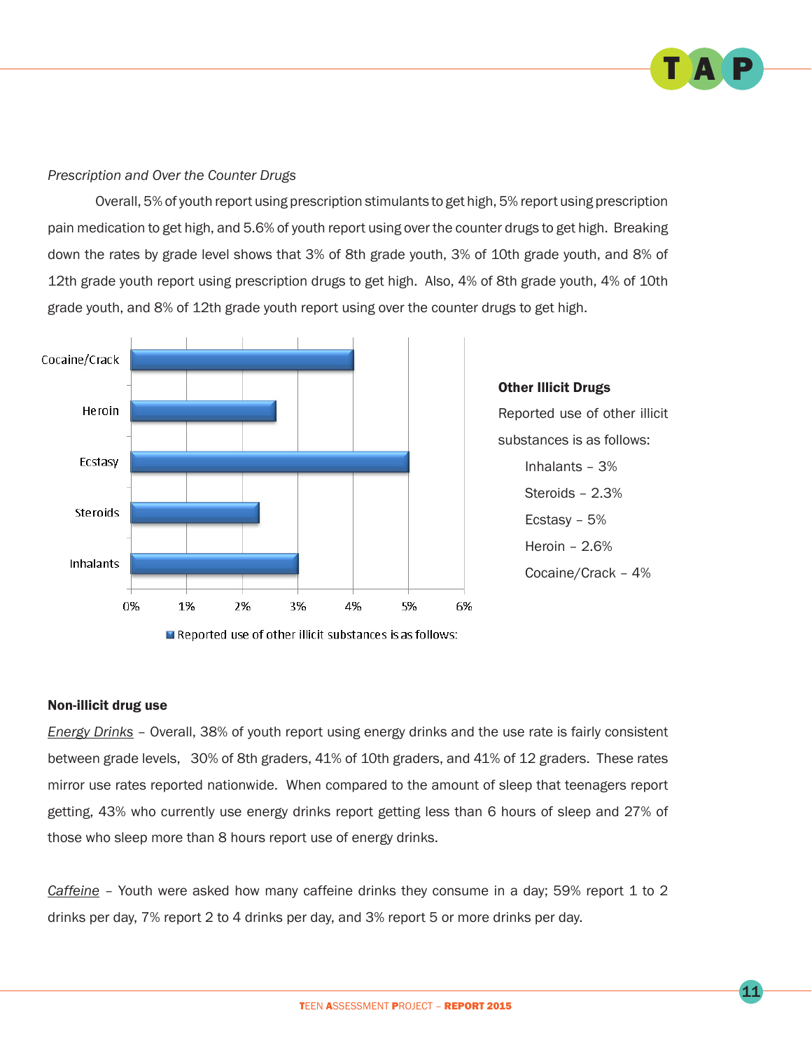*Prescription and Over the Counter Drugs*

Overall, 5% of youth report using prescription stimulants to get high, 5% report using prescription pain medication to get high, and 5.6% of youth report using over the counter drugs to get high. Breaking down the rates by grade level shows that 3% of 8th grade youth, 3% of 10th grade youth, and 8% of 12th grade youth report using prescription drugs to get high. Also, 4% of 8th grade youth, 4% of 10th grade youth, and 8% of 12th grade youth report using over the counter drugs to get high.

| Substance | Reported use of other illicit substances is as follows: |
|---|---|
| Cocaine/Crack | 4% |
| Heroin | 2.6% |
| Ecstasy | 5% |
| Steroids | 2.3% |
| Inhalants | 3% |

**Other Illicit Drugs**

Reported use of other illicit substances is as follows:

- Inhalants – 3%
- Steroids – 2.3%
- Ecstasy – 5%
- Heroin – 2.6%
- Cocaine/Crack – 4%

**Non-illicit drug use**

Energy Drinks – Overall, 38% of youth report using energy drinks and the use rate is fairly consistent between grade levels, 30% of 8th graders, 41% of 10th graders, and 41% of 12 graders. These rates mirror use rates reported nationwide. When compared to the amount of sleep that teenagers report getting, 43% who currently use energy drinks report getting less than 6 hours of sleep and 27% of those who sleep more than 8 hours report use of energy drinks.

Caffeine – Youth were asked how many caffeine drinks they consume in a day; 59% report 1 to 2 drinks per day, 7% report 2 to 4 drinks per day, and 3% report 5 or more drinks per day.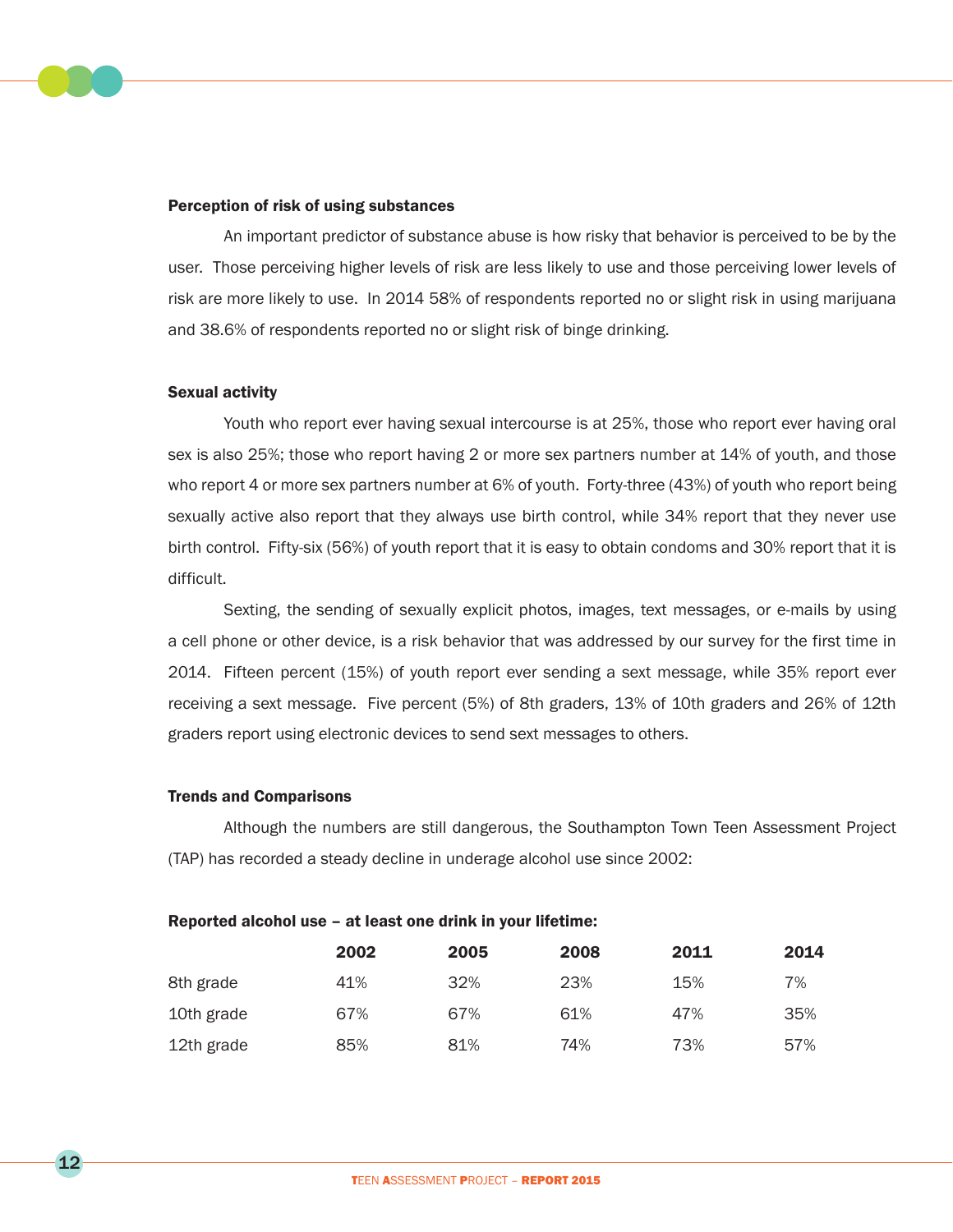### Perception of risk of using substances

An important predictor of substance abuse is how risky that behavior is perceived to be by the user. Those perceiving higher levels of risk are less likely to use and those perceiving lower levels of risk are more likely to use. In 2014 58% of respondents reported no or slight risk in using marijuana and 38.6% of respondents reported no or slight risk of binge drinking.

### Sexual activity

Youth who report ever having sexual intercourse is at 25%, those who report ever having oral sex is also 25%; those who report having 2 or more sex partners number at 14% of youth, and those who report 4 or more sex partners number at 6% of youth. Forty-three (43%) of youth who report being sexually active also report that they always use birth control, while 34% report that they never use birth control. Fifty-six (56%) of youth report that it is easy to obtain condoms and 30% report that it is difficult.

Sexting, the sending of sexually explicit photos, images, text messages, or e-mails by using a cell phone or other device, is a risk behavior that was addressed by our survey for the first time in 2014. Fifteen percent (15%) of youth report ever sending a sext message, while 35% report ever receiving a sext message. Five percent (5%) of 8th graders, 13% of 10th graders and 26% of 12th graders report using electronic devices to send sext messages to others.

### Trends and Comparisons

Although the numbers are still dangerous, the Southampton Town Teen Assessment Project (TAP) has recorded a steady decline in underage alcohol use since 2002:

**Reported alcohol use – at least one drink in your lifetime:**

| | 2002 | 2005 | 2008 | 2011 | 2014 |
|---|---|---|---|---|---|
| 8th grade | 41% | 32% | 23% | 15% | 7% |
| 10th grade | 67% | 67% | 61% | 47% | 35% |
| 12th grade | 85% | 81% | 74% | 73% | 57% |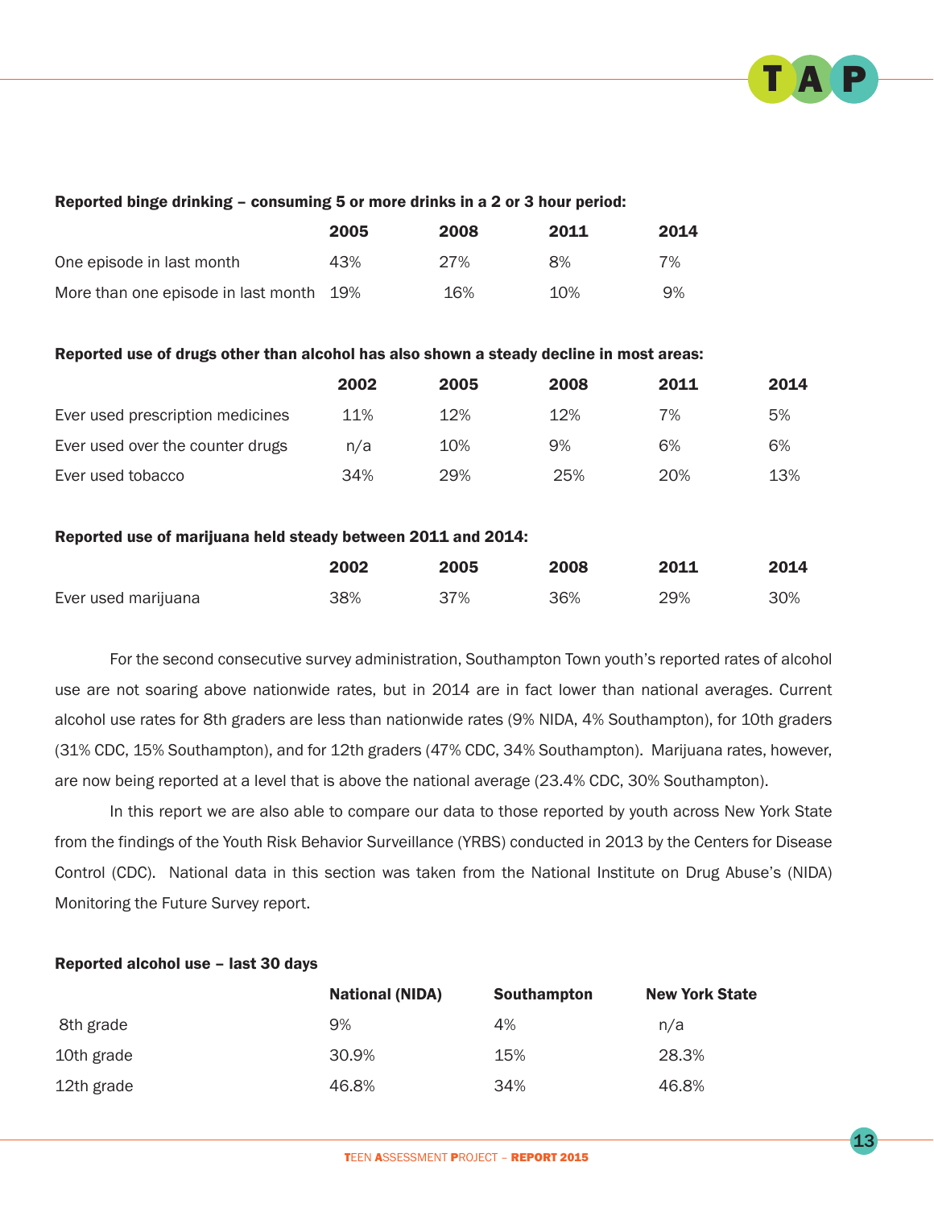**Reported binge drinking – consuming 5 or more drinks in a 2 or 3 hour period:**

| | 2005 | 2008 | 2011 | 2014 |
|---|---|---|---|---|
| One episode in last month | 43% | 27% | 8% | 7% |
| More than one episode in last month | 19% | 16% | 10% | 9% |

**Reported use of drugs other than alcohol has also shown a steady decline in most areas:**

| | 2002 | 2005 | 2008 | 2011 | 2014 |
|---|---|---|---|---|---|
| Ever used prescription medicines | 11% | 12% | 12% | 7% | 5% |
| Ever used over the counter drugs | n/a | 10% | 9% | 6% | 6% |
| Ever used tobacco | 34% | 29% | 25% | 20% | 13% |

**Reported use of marijuana held steady between 2011 and 2014:**

| | 2002 | 2005 | 2008 | 2011 | 2014 |
|---|---|---|---|---|---|
| Ever used marijuana | 38% | 37% | 36% | 29% | 30% |

For the second consecutive survey administration, Southampton Town youth's reported rates of alcohol use are not soaring above nationwide rates, but in 2014 are in fact lower than national averages. Current alcohol use rates for 8th graders are less than nationwide rates (9% NIDA, 4% Southampton), for 10th graders (31% CDC, 15% Southampton), and for 12th graders (47% CDC, 34% Southampton). Marijuana rates, however, are now being reported at a level that is above the national average (23.4% CDC, 30% Southampton).

In this report we are also able to compare our data to those reported by youth across New York State from the findings of the Youth Risk Behavior Surveillance (YRBS) conducted in 2013 by the Centers for Disease Control (CDC). National data in this section was taken from the National Institute on Drug Abuse's (NIDA) Monitoring the Future Survey report.

**Reported alcohol use – last 30 days**

| | National (NIDA) | Southampton | New York State |
|---|---|---|---|
| 8th grade | 9% | 4% | n/a |
| 10th grade | 30.9% | 15% | 28.3% |
| 12th grade | 46.8% | 34% | 46.8% |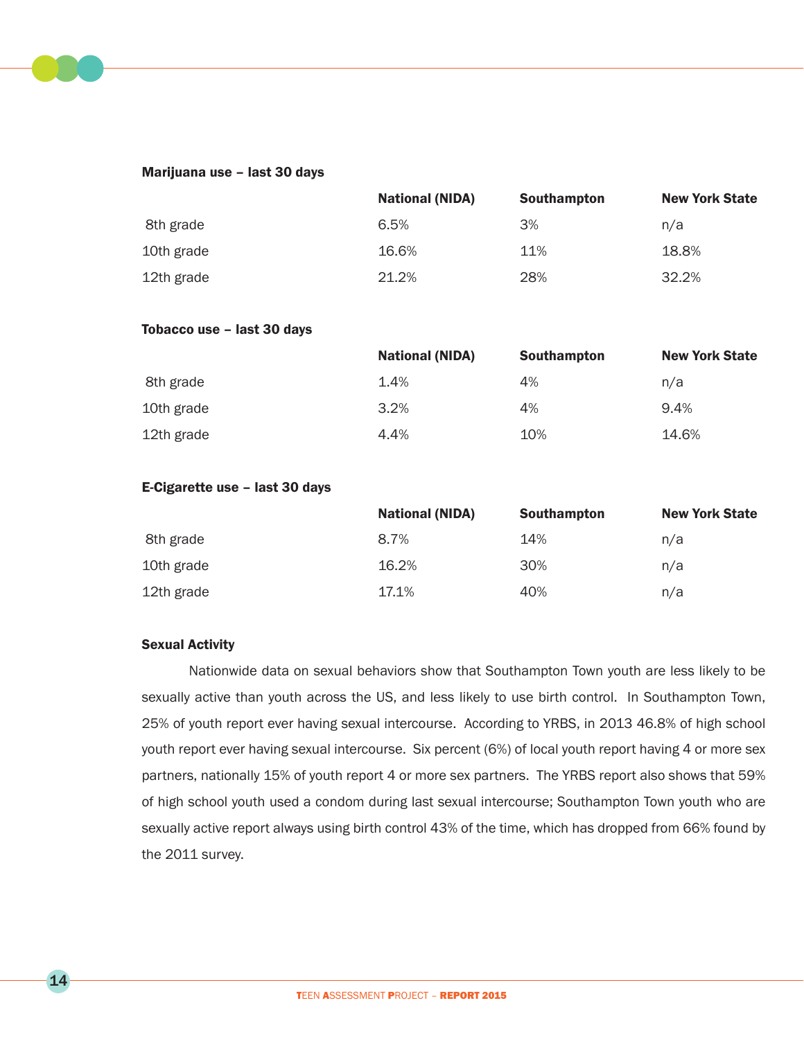**Marijuana use – last 30 days**

| | National (NIDA) | Southampton | New York State |
|---|---|---|---|
| 8th grade | 6.5% | 3% | n/a |
| 10th grade | 16.6% | 11% | 18.8% |
| 12th grade | 21.2% | 28% | 32.2% |

**Tobacco use – last 30 days**

| | National (NIDA) | Southampton | New York State |
|---|---|---|---|
| 8th grade | 1.4% | 4% | n/a |
| 10th grade | 3.2% | 4% | 9.4% |
| 12th grade | 4.4% | 10% | 14.6% |

**E-Cigarette use – last 30 days**

| | National (NIDA) | Southampton | New York State |
|---|---|---|---|
| 8th grade | 8.7% | 14% | n/a |
| 10th grade | 16.2% | 30% | n/a |
| 12th grade | 17.1% | 40% | n/a |

**Sexual Activity**

Nationwide data on sexual behaviors show that Southampton Town youth are less likely to be sexually active than youth across the US, and less likely to use birth control. In Southampton Town, 25% of youth report ever having sexual intercourse. According to YRBS, in 2013 46.8% of high school youth report ever having sexual intercourse. Six percent (6%) of local youth report having 4 or more sex partners, nationally 15% of youth report 4 or more sex partners. The YRBS report also shows that 59% of high school youth used a condom during last sexual intercourse; Southampton Town youth who are sexually active report always using birth control 43% of the time, which has dropped from 66% found by the 2011 survey.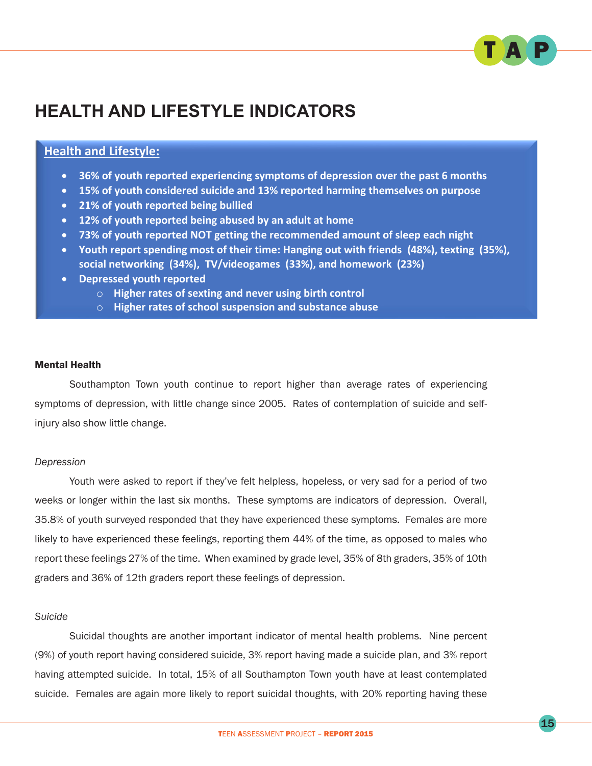# HEALTH AND LIFESTYLE INDICATORS

**Health and Lifestyle:**

- **36% of youth reported experiencing symptoms of depression over the past 6 months**
- **15% of youth considered suicide and 13% reported harming themselves on purpose**
- **21% of youth reported being bullied**
- **12% of youth reported being abused by an adult at home**
- **73% of youth reported NOT getting the recommended amount of sleep each night**
- **Youth report spending most of their time: Hanging out with friends (48%), texting (35%), social networking (34%), TV/videogames (33%), and homework (23%)**
- **Depressed youth reported**
    - **Higher rates of sexting and never using birth control**
    - **Higher rates of school suspension and substance abuse**

**Mental Health**

Southampton Town youth continue to report higher than average rates of experiencing symptoms of depression, with little change since 2005. Rates of contemplation of suicide and self-injury also show little change.

*Depression*

Youth were asked to report if they've felt helpless, hopeless, or very sad for a period of two weeks or longer within the last six months. These symptoms are indicators of depression. Overall, 35.8% of youth surveyed responded that they have experienced these symptoms. Females are more likely to have experienced these feelings, reporting them 44% of the time, as opposed to males who report these feelings 27% of the time. When examined by grade level, 35% of 8th graders, 35% of 10th graders and 36% of 12th graders report these feelings of depression.

*Suicide*

Suicidal thoughts are another important indicator of mental health problems. Nine percent (9%) of youth report having considered suicide, 3% report having made a suicide plan, and 3% report having attempted suicide. In total, 15% of all Southampton Town youth have at least contemplated suicide. Females are again more likely to report suicidal thoughts, with 20% reporting having these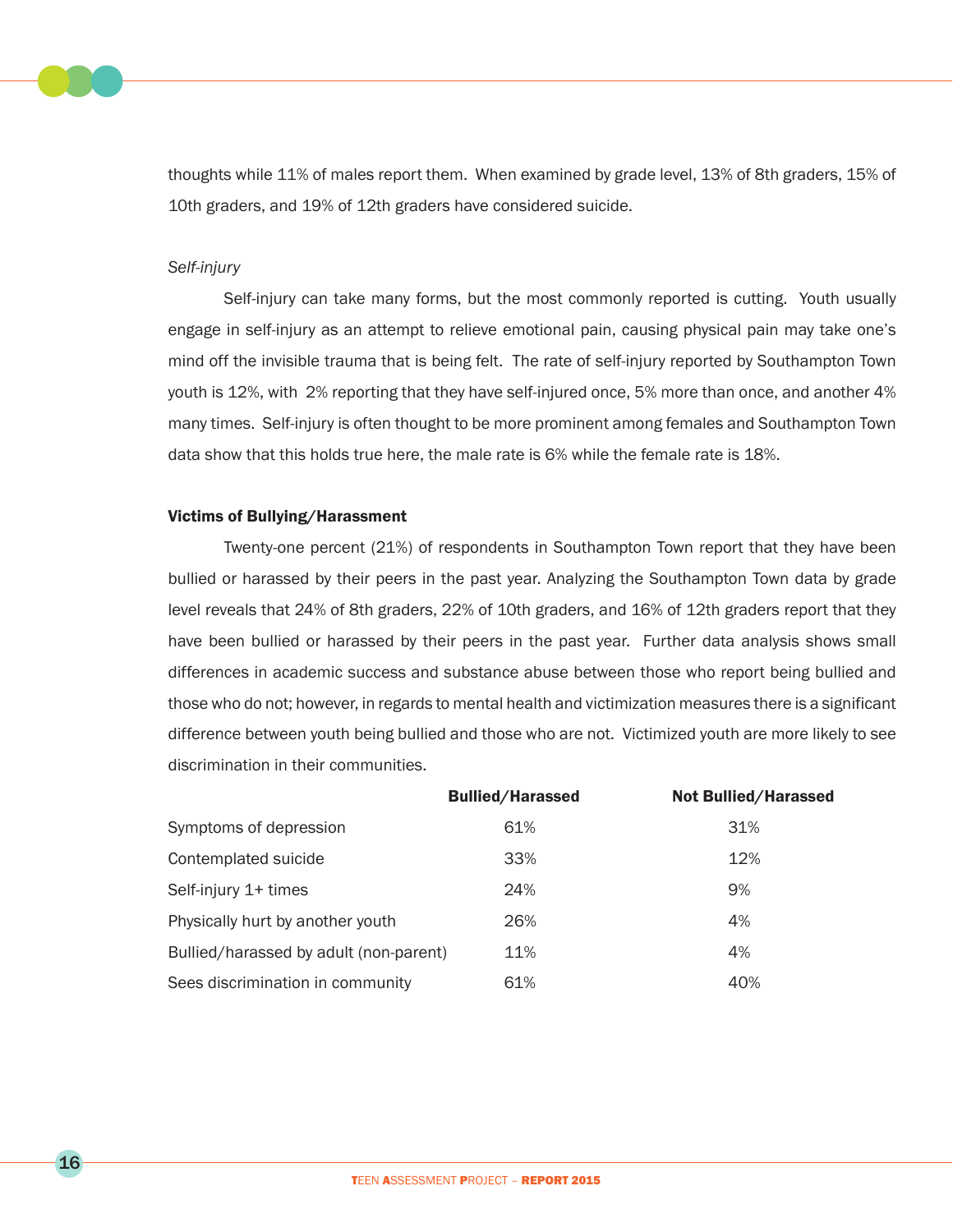thoughts while 11% of males report them. When examined by grade level, 13% of 8th graders, 15% of 10th graders, and 19% of 12th graders have considered suicide.

*Self-injury*

Self-injury can take many forms, but the most commonly reported is cutting. Youth usually engage in self-injury as an attempt to relieve emotional pain, causing physical pain may take one's mind off the invisible trauma that is being felt. The rate of self-injury reported by Southampton Town youth is 12%, with 2% reporting that they have self-injured once, 5% more than once, and another 4% many times. Self-injury is often thought to be more prominent among females and Southampton Town data show that this holds true here, the male rate is 6% while the female rate is 18%.

**Victims of Bullying/Harassment**

Twenty-one percent (21%) of respondents in Southampton Town report that they have been bullied or harassed by their peers in the past year. Analyzing the Southampton Town data by grade level reveals that 24% of 8th graders, 22% of 10th graders, and 16% of 12th graders report that they have been bullied or harassed by their peers in the past year. Further data analysis shows small differences in academic success and substance abuse between those who report being bullied and those who do not; however, in regards to mental health and victimization measures there is a significant difference between youth being bullied and those who are not. Victimized youth are more likely to see discrimination in their communities.

| | Bullied/Harassed | Not Bullied/Harassed |
|---|---|---|
| Symptoms of depression | 61% | 31% |
| Contemplated suicide | 33% | 12% |
| Self-injury 1+ times | 24% | 9% |
| Physically hurt by another youth | 26% | 4% |
| Bullied/harassed by adult (non-parent) | 11% | 4% |
| Sees discrimination in community | 61% | 40% |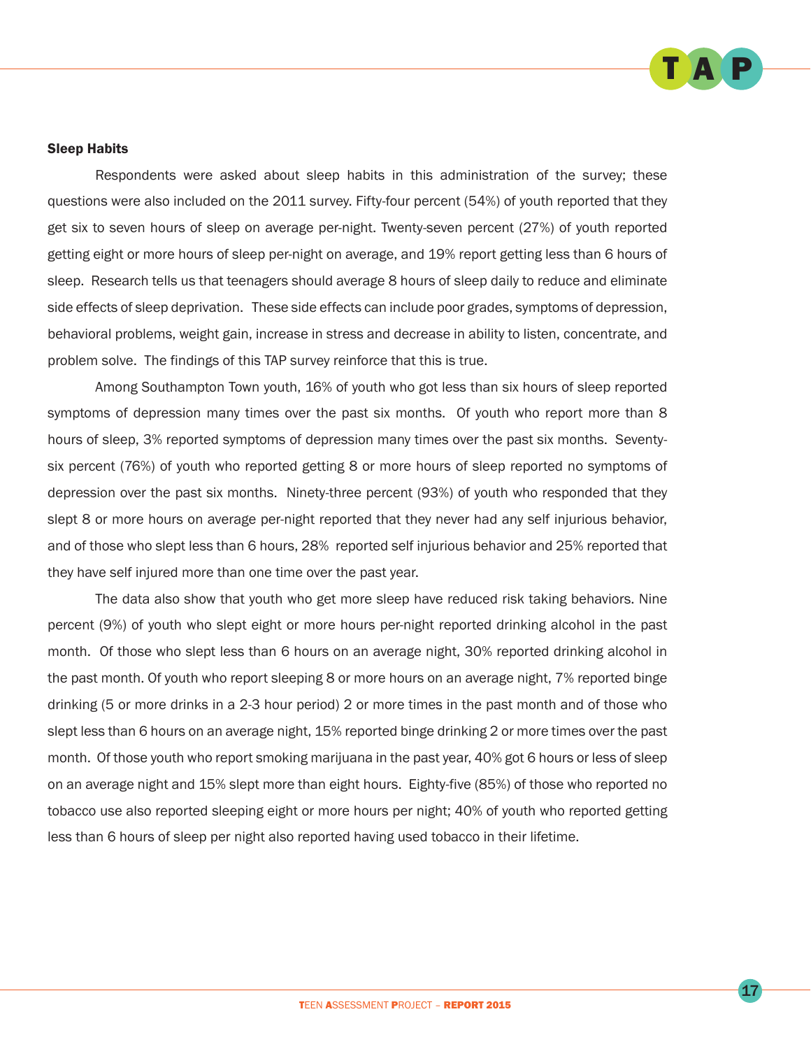**Sleep Habits**

Respondents were asked about sleep habits in this administration of the survey; these questions were also included on the 2011 survey. Fifty-four percent (54%) of youth reported that they get six to seven hours of sleep on average per-night. Twenty-seven percent (27%) of youth reported getting eight or more hours of sleep per-night on average, and 19% report getting less than 6 hours of sleep. Research tells us that teenagers should average 8 hours of sleep daily to reduce and eliminate side effects of sleep deprivation. These side effects can include poor grades, symptoms of depression, behavioral problems, weight gain, increase in stress and decrease in ability to listen, concentrate, and problem solve. The findings of this TAP survey reinforce that this is true.

Among Southampton Town youth, 16% of youth who got less than six hours of sleep reported symptoms of depression many times over the past six months. Of youth who report more than 8 hours of sleep, 3% reported symptoms of depression many times over the past six months. Seventy-six percent (76%) of youth who reported getting 8 or more hours of sleep reported no symptoms of depression over the past six months. Ninety-three percent (93%) of youth who responded that they slept 8 or more hours on average per-night reported that they never had any self injurious behavior, and of those who slept less than 6 hours, 28% reported self injurious behavior and 25% reported that they have self injured more than one time over the past year.

The data also show that youth who get more sleep have reduced risk taking behaviors. Nine percent (9%) of youth who slept eight or more hours per-night reported drinking alcohol in the past month. Of those who slept less than 6 hours on an average night, 30% reported drinking alcohol in the past month. Of youth who report sleeping 8 or more hours on an average night, 7% reported binge drinking (5 or more drinks in a 2-3 hour period) 2 or more times in the past month and of those who slept less than 6 hours on an average night, 15% reported binge drinking 2 or more times over the past month. Of those youth who report smoking marijuana in the past year, 40% got 6 hours or less of sleep on an average night and 15% slept more than eight hours. Eighty-five (85%) of those who reported no tobacco use also reported sleeping eight or more hours per night; 40% of youth who reported getting less than 6 hours of sleep per night also reported having used tobacco in their lifetime.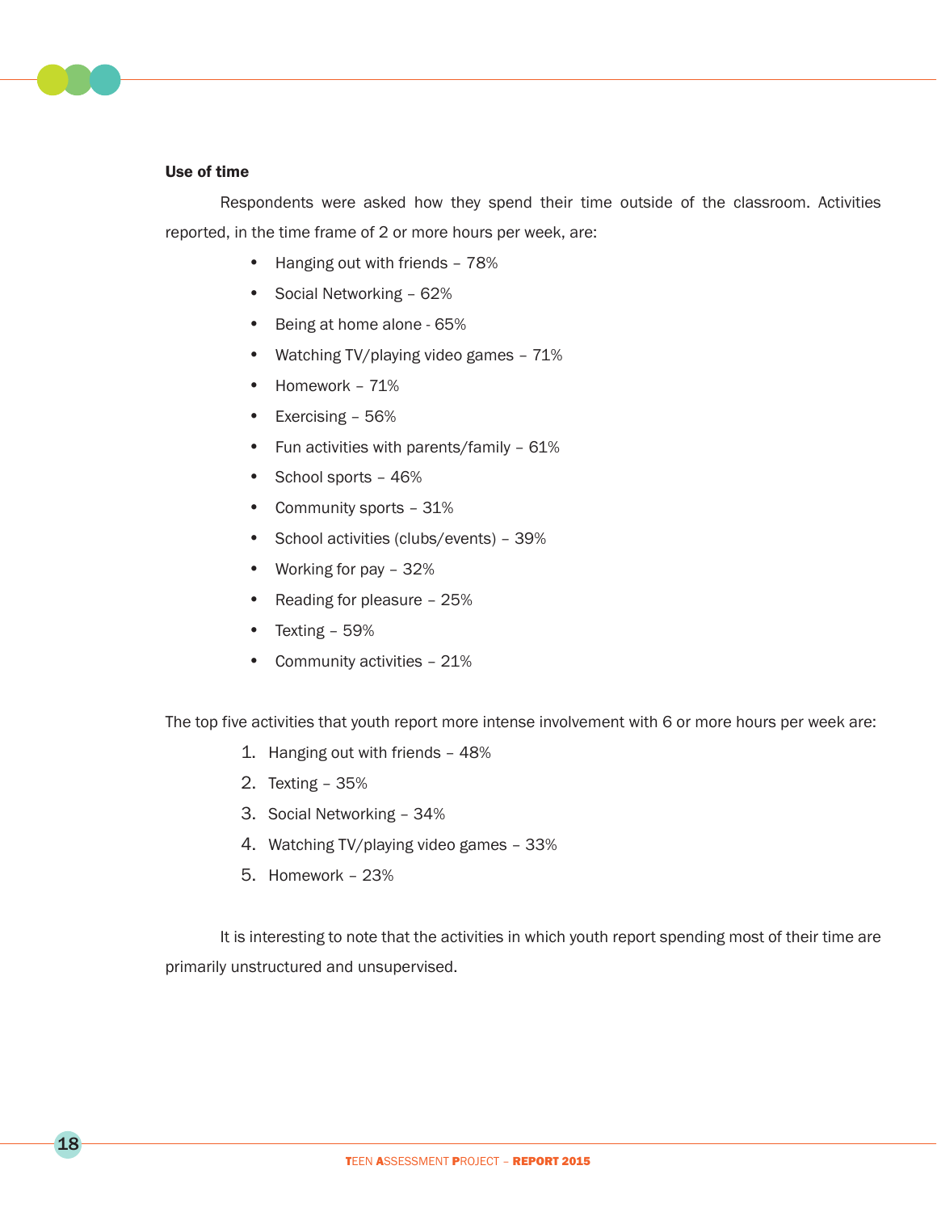**Use of time**

Respondents were asked how they spend their time outside of the classroom. Activities reported, in the time frame of 2 or more hours per week, are:

- Hanging out with friends – 78%
- Social Networking – 62%
- Being at home alone - 65%
- Watching TV/playing video games – 71%
- Homework – 71%
- Exercising – 56%
- Fun activities with parents/family – 61%
- School sports – 46%
- Community sports – 31%
- School activities (clubs/events) – 39%
- Working for pay – 32%
- Reading for pleasure – 25%
- Texting – 59%
- Community activities – 21%

The top five activities that youth report more intense involvement with 6 or more hours per week are:

1. Hanging out with friends – 48%
2. Texting – 35%
3. Social Networking – 34%
4. Watching TV/playing video games – 33%
5. Homework – 23%

It is interesting to note that the activities in which youth report spending most of their time are primarily unstructured and unsupervised.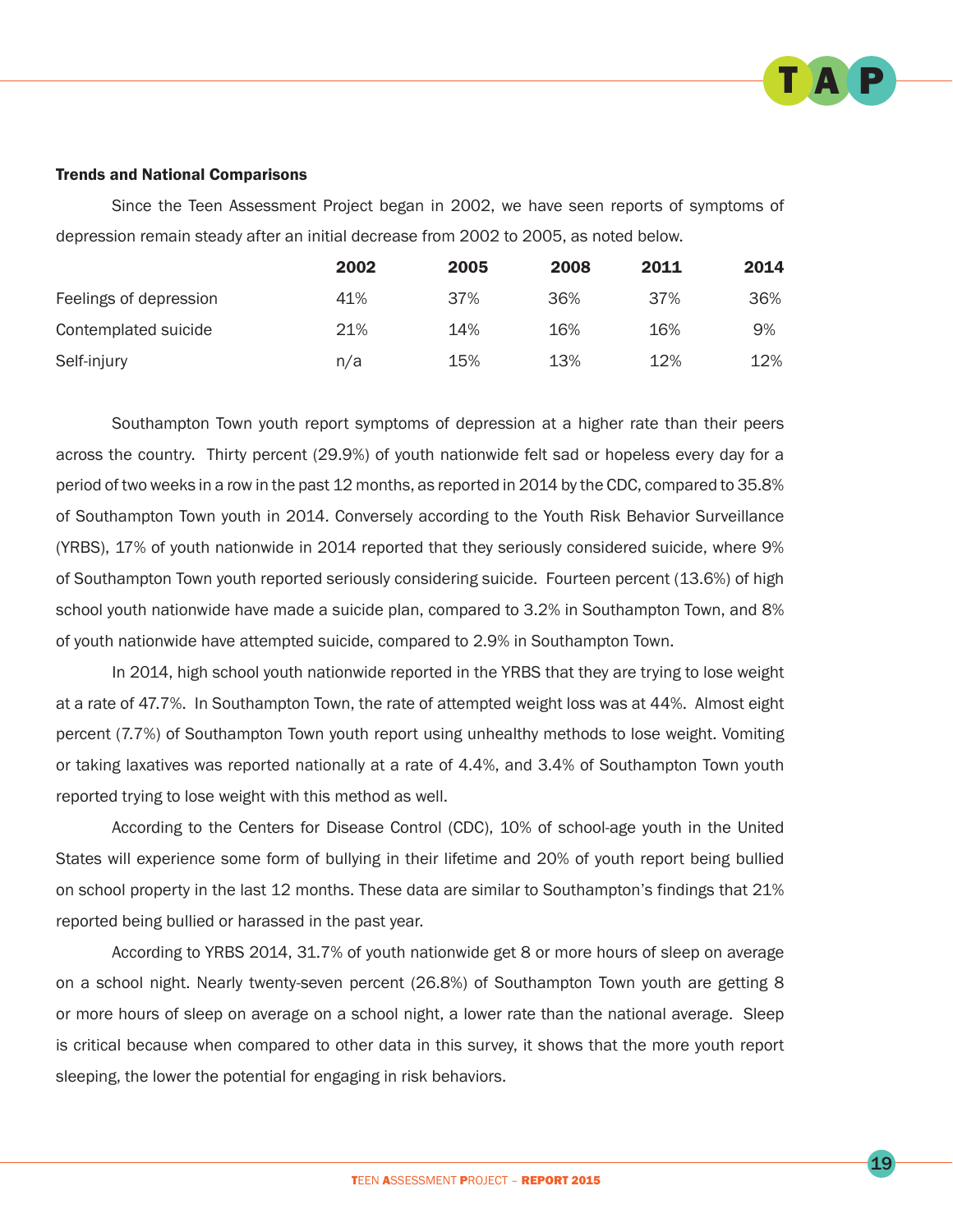**Trends and National Comparisons**

Since the Teen Assessment Project began in 2002, we have seen reports of symptoms of depression remain steady after an initial decrease from 2002 to 2005, as noted below.

| | 2002 | 2005 | 2008 | 2011 | 2014 |
|---|---|---|---|---|---|
| Feelings of depression | 41% | 37% | 36% | 37% | 36% |
| Contemplated suicide | 21% | 14% | 16% | 16% | 9% |
| Self-injury | n/a | 15% | 13% | 12% | 12% |

Southampton Town youth report symptoms of depression at a higher rate than their peers across the country. Thirty percent (29.9%) of youth nationwide felt sad or hopeless every day for a period of two weeks in a row in the past 12 months, as reported in 2014 by the CDC, compared to 35.8% of Southampton Town youth in 2014. Conversely according to the Youth Risk Behavior Surveillance (YRBS), 17% of youth nationwide in 2014 reported that they seriously considered suicide, where 9% of Southampton Town youth reported seriously considering suicide. Fourteen percent (13.6%) of high school youth nationwide have made a suicide plan, compared to 3.2% in Southampton Town, and 8% of youth nationwide have attempted suicide, compared to 2.9% in Southampton Town.

In 2014, high school youth nationwide reported in the YRBS that they are trying to lose weight at a rate of 47.7%. In Southampton Town, the rate of attempted weight loss was at 44%. Almost eight percent (7.7%) of Southampton Town youth report using unhealthy methods to lose weight. Vomiting or taking laxatives was reported nationally at a rate of 4.4%, and 3.4% of Southampton Town youth reported trying to lose weight with this method as well.

According to the Centers for Disease Control (CDC), 10% of school-age youth in the United States will experience some form of bullying in their lifetime and 20% of youth report being bullied on school property in the last 12 months. These data are similar to Southampton's findings that 21% reported being bullied or harassed in the past year.

According to YRBS 2014, 31.7% of youth nationwide get 8 or more hours of sleep on average on a school night. Nearly twenty-seven percent (26.8%) of Southampton Town youth are getting 8 or more hours of sleep on average on a school night, a lower rate than the national average. Sleep is critical because when compared to other data in this survey, it shows that the more youth report sleeping, the lower the potential for engaging in risk behaviors.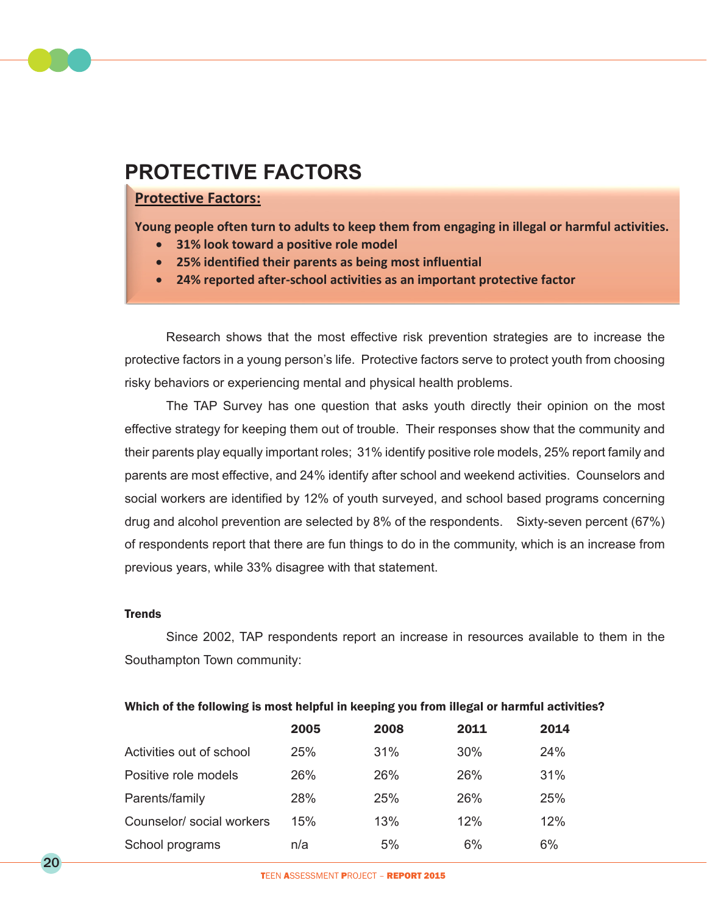# PROTECTIVE FACTORS

**Protective Factors:**

**Young people often turn to adults to keep them from engaging in illegal or harmful activities.**

- **31% look toward a positive role model**
- **25% identified their parents as being most influential**
- **24% reported after-school activities as an important protective factor**

Research shows that the most effective risk prevention strategies are to increase the protective factors in a young person's life. Protective factors serve to protect youth from choosing risky behaviors or experiencing mental and physical health problems.

The TAP Survey has one question that asks youth directly their opinion on the most effective strategy for keeping them out of trouble. Their responses show that the community and their parents play equally important roles; 31% identify positive role models, 25% report family and parents are most effective, and 24% identify after school and weekend activities. Counselors and social workers are identified by 12% of youth surveyed, and school based programs concerning drug and alcohol prevention are selected by 8% of the respondents. Sixty-seven percent (67%) of respondents report that there are fun things to do in the community, which is an increase from previous years, while 33% disagree with that statement.

**Trends**

Since 2002, TAP respondents report an increase in resources available to them in the Southampton Town community:

**Which of the following is most helpful in keeping you from illegal or harmful activities?**

| | 2005 | 2008 | 2011 | 2014 |
|---|---|---|---|---|
| Activities out of school | 25% | 31% | 30% | 24% |
| Positive role models | 26% | 26% | 26% | 31% |
| Parents/family | 28% | 25% | 26% | 25% |
| Counselor/ social workers | 15% | 13% | 12% | 12% |
| School programs | n/a | 5% | 6% | 6% |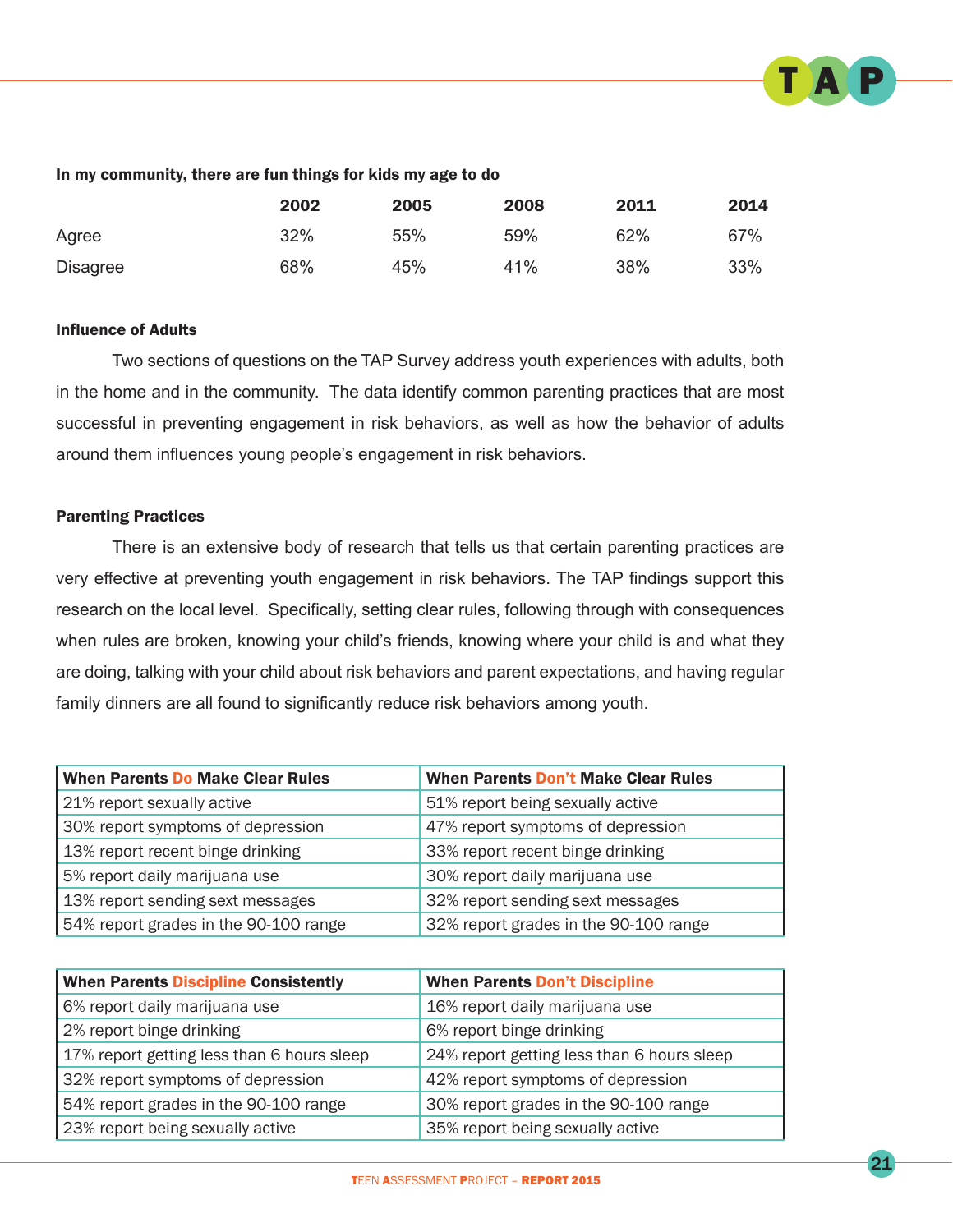**In my community, there are fun things for kids my age to do**

| | 2002 | 2005 | 2008 | 2011 | 2014 |
|---|---|---|---|---|---|
| Agree | 32% | 55% | 59% | 62% | 67% |
| Disagree | 68% | 45% | 41% | 38% | 33% |

### Influence of Adults

Two sections of questions on the TAP Survey address youth experiences with adults, both in the home and in the community. The data identify common parenting practices that are most successful in preventing engagement in risk behaviors, as well as how the behavior of adults around them influences young people's engagement in risk behaviors.

### Parenting Practices

There is an extensive body of research that tells us that certain parenting practices are very effective at preventing youth engagement in risk behaviors. The TAP findings support this research on the local level. Specifically, setting clear rules, following through with consequences when rules are broken, knowing your child's friends, knowing where your child is and what they are doing, talking with your child about risk behaviors and parent expectations, and having regular family dinners are all found to significantly reduce risk behaviors among youth.

| When Parents Do Make Clear Rules | When Parents Don't Make Clear Rules |
|---|---|
| 21% report sexually active | 51% report being sexually active |
| 30% report symptoms of depression | 47% report symptoms of depression |
| 13% report recent binge drinking | 33% report recent binge drinking |
| 5% report daily marijuana use | 30% report daily marijuana use |
| 13% report sending sext messages | 32% report sending sext messages |
| 54% report grades in the 90-100 range | 32% report grades in the 90-100 range |

| When Parents Discipline Consistently | When Parents Don't Discipline |
|---|---|
| 6% report daily marijuana use | 16% report daily marijuana use |
| 2% report binge drinking | 6% report binge drinking |
| 17% report getting less than 6 hours sleep | 24% report getting less than 6 hours sleep |
| 32% report symptoms of depression | 42% report symptoms of depression |
| 54% report grades in the 90-100 range | 30% report grades in the 90-100 range |
| 23% report being sexually active | 35% report being sexually active |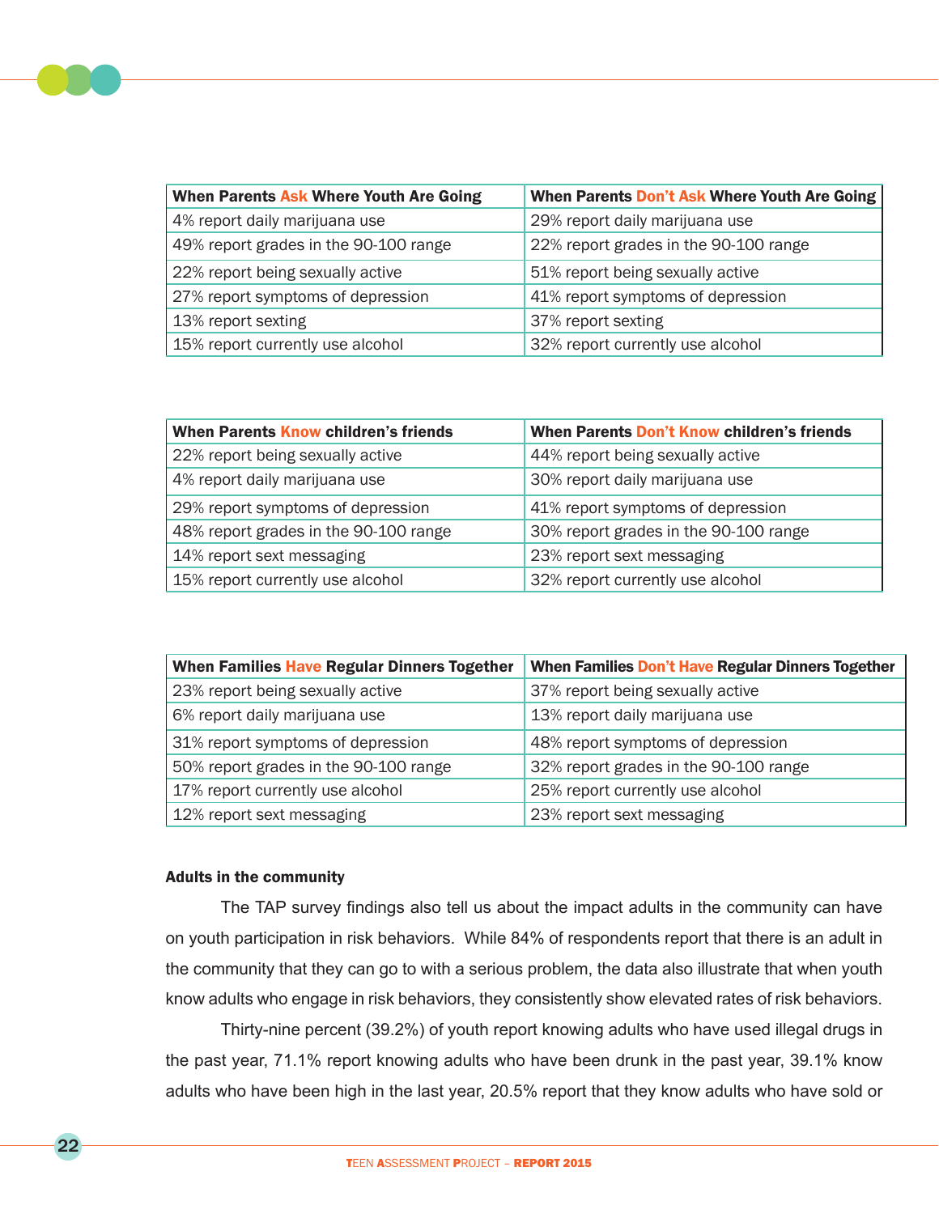| When Parents **Ask** Where Youth Are Going | When Parents **Don't Ask** Where Youth Are Going |
|---|---|
| 4% report daily marijuana use | 29% report daily marijuana use |
| 49% report grades in the 90-100 range | 22% report grades in the 90-100 range |
| 22% report being sexually active | 51% report being sexually active |
| 27% report symptoms of depression | 41% report symptoms of depression |
| 13% report sexting | 37% report sexting |
| 15% report currently use alcohol | 32% report currently use alcohol |

| When Parents **Know** children's friends | When Parents **Don't Know** children's friends |
|---|---|
| 22% report being sexually active | 44% report being sexually active |
| 4% report daily marijuana use | 30% report daily marijuana use |
| 29% report symptoms of depression | 41% report symptoms of depression |
| 48% report grades in the 90-100 range | 30% report grades in the 90-100 range |
| 14% report sext messaging | 23% report sext messaging |
| 15% report currently use alcohol | 32% report currently use alcohol |

| When Families **Have** Regular Dinners Together | When Families **Don't Have** Regular Dinners Together |
|---|---|
| 23% report being sexually active | 37% report being sexually active |
| 6% report daily marijuana use | 13% report daily marijuana use |
| 31% report symptoms of depression | 48% report symptoms of depression |
| 50% report grades in the 90-100 range | 32% report grades in the 90-100 range |
| 17% report currently use alcohol | 25% report currently use alcohol |
| 12% report sext messaging | 23% report sext messaging |

**Adults in the community**

The TAP survey findings also tell us about the impact adults in the community can have on youth participation in risk behaviors. While 84% of respondents report that there is an adult in the community that they can go to with a serious problem, the data also illustrate that when youth know adults who engage in risk behaviors, they consistently show elevated rates of risk behaviors.

Thirty-nine percent (39.2%) of youth report knowing adults who have used illegal drugs in the past year, 71.1% report knowing adults who have been drunk in the past year, 39.1% know adults who have been high in the last year, 20.5% report that they know adults who have sold or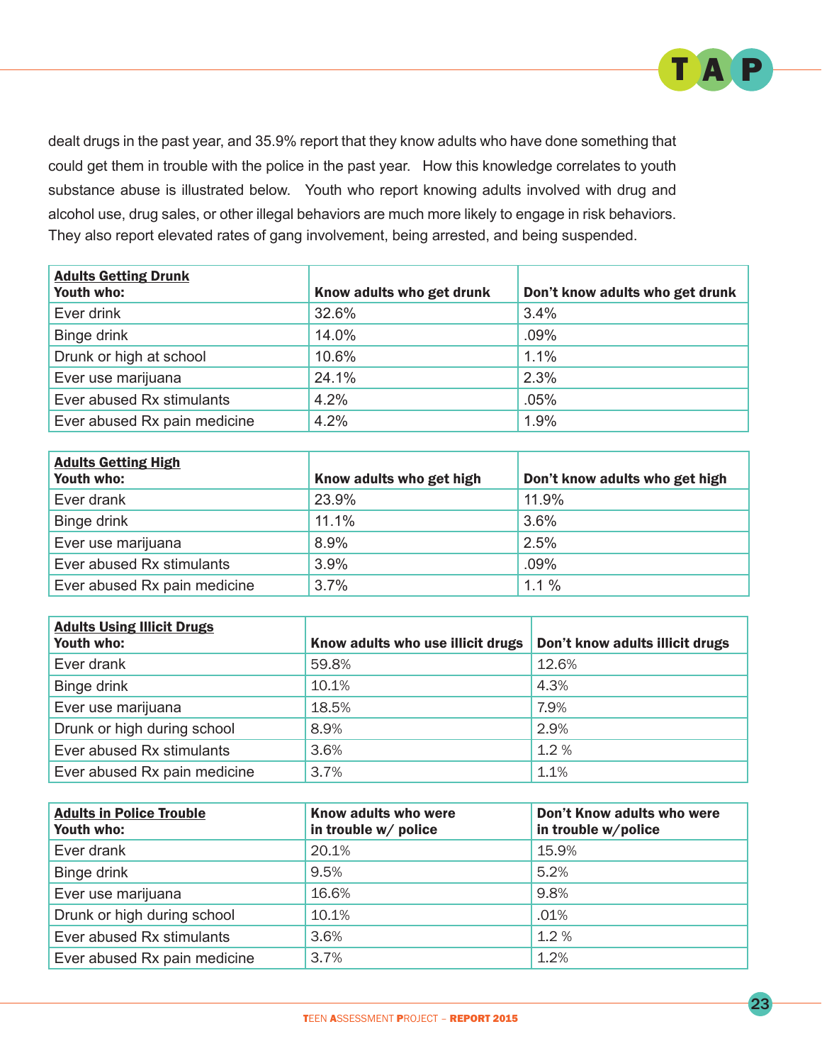dealt drugs in the past year, and 35.9% report that they know adults who have done something that could get them in trouble with the police in the past year. How this knowledge correlates to youth substance abuse is illustrated below. Youth who report knowing adults involved with drug and alcohol use, drug sales, or other illegal behaviors are much more likely to engage in risk behaviors. They also report elevated rates of gang involvement, being arrested, and being suspended.

| **Adults Getting Drunk** <br> **Youth who:** | **Know adults who get drunk** | **Don't know adults who get drunk** |
|---|---|---|
| Ever drink | 32.6% | 3.4% |
| Binge drink | 14.0% | .09% |
| Drunk or high at school | 10.6% | 1.1% |
| Ever use marijuana | 24.1% | 2.3% |
| Ever abused Rx stimulants | 4.2% | .05% |
| Ever abused Rx pain medicine | 4.2% | 1.9% |

| **Adults Getting High** <br> **Youth who:** | **Know adults who get high** | **Don't know adults who get high** |
|---|---|---|
| Ever drank | 23.9% | 11.9% |
| Binge drink | 11.1% | 3.6% |
| Ever use marijuana | 8.9% | 2.5% |
| Ever abused Rx stimulants | 3.9% | .09% |
| Ever abused Rx pain medicine | 3.7% | 1.1 % |

| **Adults Using Illicit Drugs** <br> **Youth who:** | **Know adults who use illicit drugs** | **Don't know adults illicit drugs** |
|---|---|---|
| Ever drank | 59.8% | 12.6% |
| Binge drink | 10.1% | 4.3% |
| Ever use marijuana | 18.5% | 7.9% |
| Drunk or high during school | 8.9% | 2.9% |
| Ever abused Rx stimulants | 3.6% | 1.2 % |
| Ever abused Rx pain medicine | 3.7% | 1.1% |

| **Adults in Police Trouble** <br> **Youth who:** | **Know adults who were in trouble w/ police** | **Don't Know adults who were in trouble w/police** |
|---|---|---|
| Ever drank | 20.1% | 15.9% |
| Binge drink | 9.5% | 5.2% |
| Ever use marijuana | 16.6% | 9.8% |
| Drunk or high during school | 10.1% | .01% |
| Ever abused Rx stimulants | 3.6% | 1.2 % |
| Ever abused Rx pain medicine | 3.7% | 1.2% |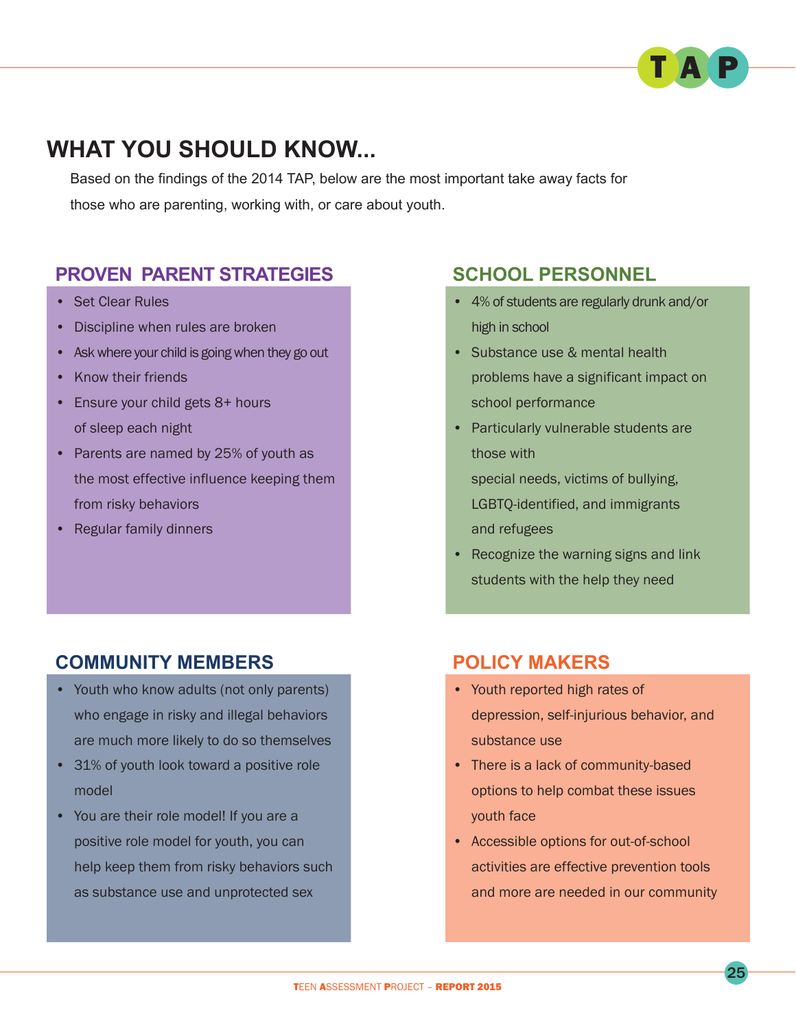# WHAT YOU SHOULD KNOW...

Based on the findings of the 2014 TAP, below are the most important take away facts for those who are parenting, working with, or care about youth.

## PROVEN PARENT STRATEGIES

- Set Clear Rules
- Discipline when rules are broken
- Ask where your child is going when they go out
- Know their friends
- Ensure your child gets 8+ hours of sleep each night
- Parents are named by 25% of youth as the most effective influence keeping them from risky behaviors
- Regular family dinners

## SCHOOL PERSONNEL

- 4% of students are regularly drunk and/or high in school
- Substance use & mental health problems have a significant impact on school performance
- Particularly vulnerable students are those with special needs, victims of bullying, LGBTQ-identified, and immigrants and refugees
- Recognize the warning signs and link students with the help they need

## COMMUNITY MEMBERS

- Youth who know adults (not only parents) who engage in risky and illegal behaviors are much more likely to do so themselves
- 31% of youth look toward a positive role model
- You are their role model! If you are a positive role model for youth, you can help keep them from risky behaviors such as substance use and unprotected sex

## POLICY MAKERS

- Youth reported high rates of depression, self-injurious behavior, and substance use
- There is a lack of community-based options to help combat these issues youth face
- Accessible options for out-of-school activities are effective prevention tools and more are needed in our community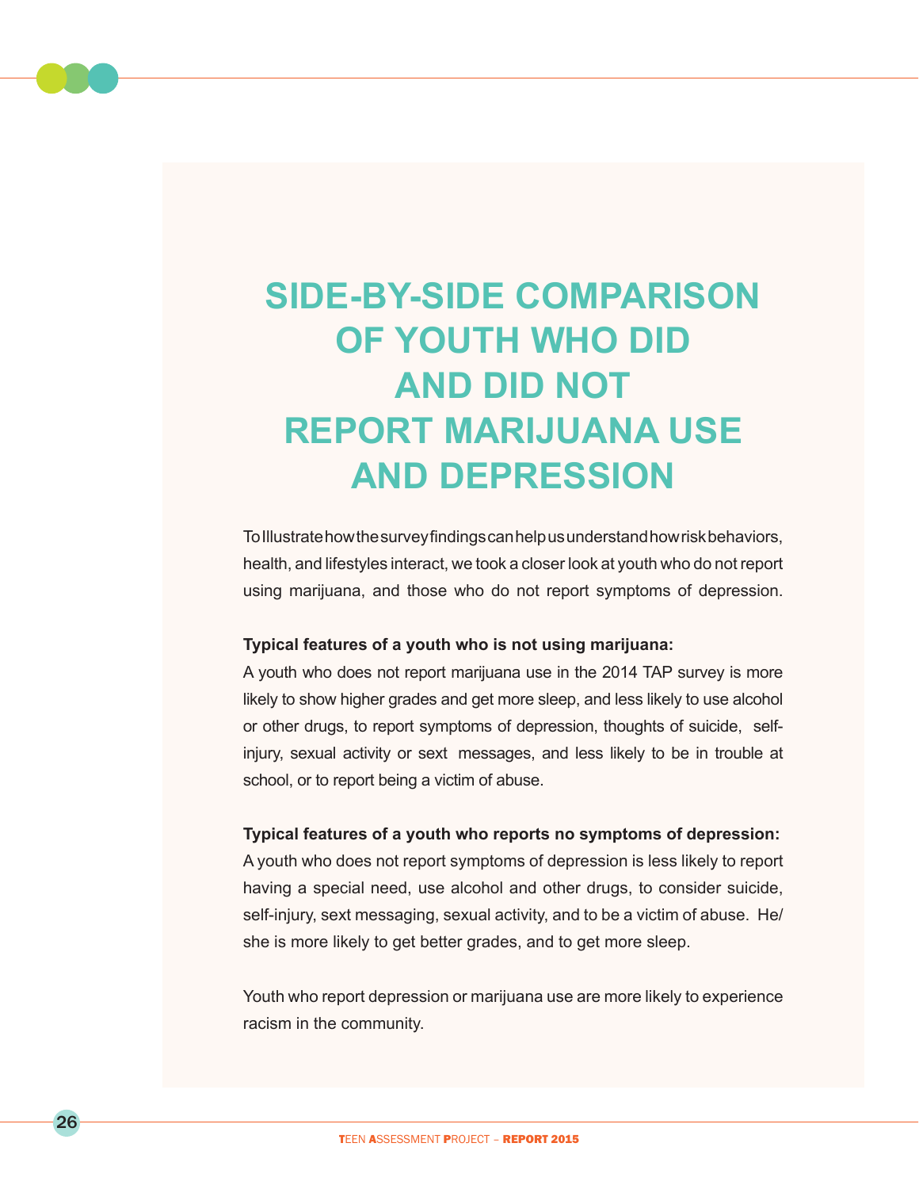# SIDE-BY-SIDE COMPARISON OF YOUTH WHO DID AND DID NOT REPORT MARIJUANA USE AND DEPRESSION

To Illustrate how the survey findings can help us understand how risk behaviors, health, and lifestyles interact, we took a closer look at youth who do not report using marijuana, and those who do not report symptoms of depression.

**Typical features of a youth who is not using marijuana:**
A youth who does not report marijuana use in the 2014 TAP survey is more likely to show higher grades and get more sleep, and less likely to use alcohol or other drugs, to report symptoms of depression, thoughts of suicide, self-injury, sexual activity or sext messages, and less likely to be in trouble at school, or to report being a victim of abuse.

**Typical features of a youth who reports no symptoms of depression:**
A youth who does not report symptoms of depression is less likely to report having a special need, use alcohol and other drugs, to consider suicide, self-injury, sext messaging, sexual activity, and to be a victim of abuse. He/she is more likely to get better grades, and to get more sleep.

Youth who report depression or marijuana use are more likely to experience racism in the community.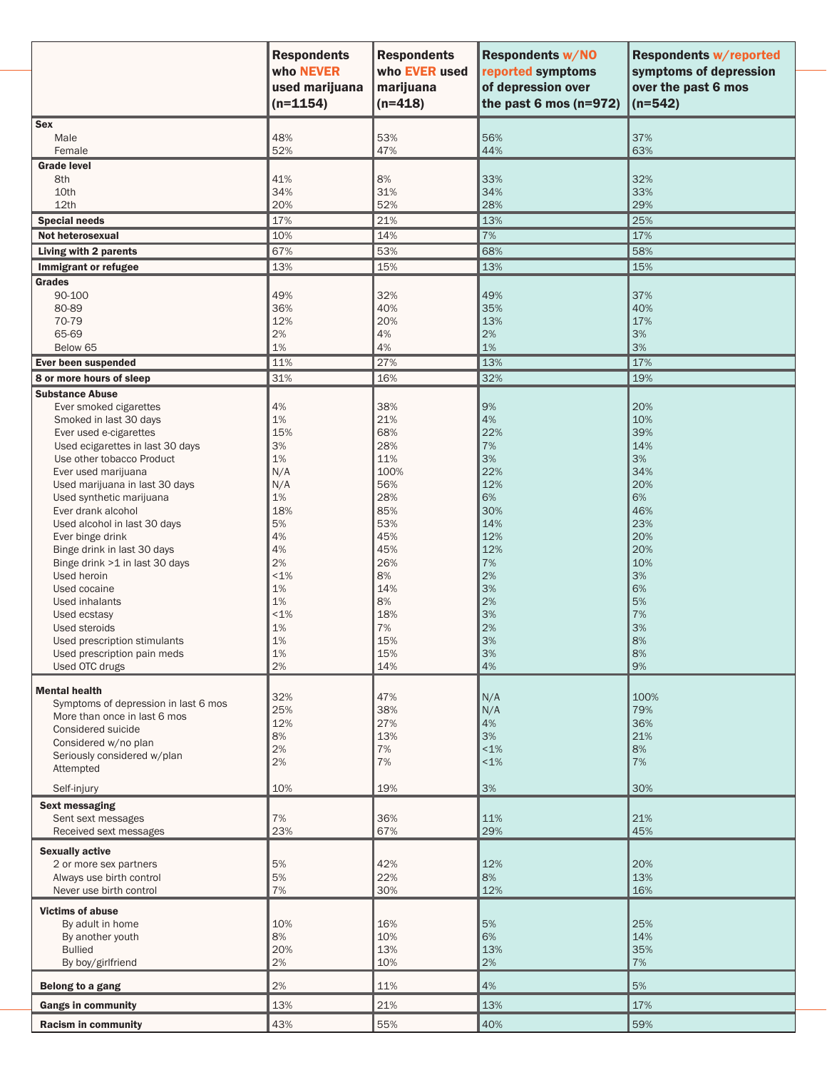| | Respondents who NEVER used marijuana (n=1154) | Respondents who EVER used marijuana (n=418) | Respondents w/NO reported symptoms of depression over the past 6 mos (n=972) | Respondents w/reported symptoms of depression over the past 6 mos (n=542) |
|---|---|---|---|---|
| **Sex** | | | | |
| Male | 48% | 53% | 56% | 37% |
| Female | 52% | 47% | 44% | 63% |
| **Grade level** | | | | |
| 8th | 41% | 8% | 33% | 32% |
| 10th | 34% | 31% | 34% | 33% |
| 12th | 20% | 52% | 28% | 29% |
| **Special needs** | 17% | 21% | 13% | 25% |
| **Not heterosexual** | 10% | 14% | 7% | 17% |
| **Living with 2 parents** | 67% | 53% | 68% | 58% |
| **Immigrant or refugee** | 13% | 15% | 13% | 15% |
| **Grades** | | | | |
| 90-100 | 49% | 32% | 49% | 37% |
| 80-89 | 36% | 40% | 35% | 40% |
| 70-79 | 12% | 20% | 13% | 17% |
| 65-69 | 2% | 4% | 2% | 3% |
| Below 65 | 1% | 4% | 1% | 3% |
| **Ever been suspended** | 11% | 27% | 13% | 17% |
| **8 or more hours of sleep** | 31% | 16% | 32% | 19% |
| **Substance Abuse** | | | | |
| Ever smoked cigarettes | 4% | 38% | 9% | 20% |
| Smoked in last 30 days | 1% | 21% | 4% | 10% |
| Ever used e-cigarettes | 15% | 68% | 22% | 39% |
| Used ecigarettes in last 30 days | 3% | 28% | 7% | 14% |
| Use other tobacco Product | 1% | 11% | 3% | 3% |
| Ever used marijuana | N/A | 100% | 22% | 34% |
| Used marijuana in last 30 days | N/A | 56% | 12% | 20% |
| Used synthetic marijuana | 1% | 28% | 6% | 6% |
| Ever drank alcohol | 18% | 85% | 30% | 46% |
| Used alcohol in last 30 days | 5% | 53% | 14% | 23% |
| Ever binge drink | 4% | 45% | 12% | 20% |
| Binge drink in last 30 days | 4% | 45% | 12% | 20% |
| Binge drink >1 in last 30 days | 2% | 26% | 7% | 10% |
| Used heroin | <1% | 8% | 2% | 3% |
| Used cocaine | 1% | 14% | 3% | 6% |
| Used inhalants | 1% | 8% | 2% | 5% |
| Used ecstasy | <1% | 18% | 3% | 7% |
| Used steroids | 1% | 7% | 2% | 3% |
| Used prescription stimulants | 1% | 15% | 3% | 8% |
| Used prescription pain meds | 1% | 15% | 3% | 8% |
| Used OTC drugs | 2% | 14% | 4% | 9% |
| **Mental health** | | | | |
| Symptoms of depression in last 6 mos | 32% | 47% | N/A | 100% |
| More than once in last 6 mos | 25% | 38% | N/A | 79% |
| Considered suicide | 12% | 27% | 4% | 36% |
| Considered w/no plan | 8% | 13% | 3% | 21% |
| Seriously considered w/plan | 2% | 7% | <1% | 8% |
| Attempted | 2% | 7% | <1% | 7% |
| Self-injury | 10% | 19% | 3% | 30% |
| **Sext messaging** | | | | |
| Sent sext messages | 7% | 36% | 11% | 21% |
| Received sext messages | 23% | 67% | 29% | 45% |
| **Sexually active** | | | | |
| 2 or more sex partners | 5% | 42% | 12% | 20% |
| Always use birth control | 5% | 22% | 8% | 13% |
| Never use birth control | 7% | 30% | 12% | 16% |
| **Victims of abuse** | | | | |
| By adult in home | 10% | 16% | 5% | 25% |
| By another youth | 8% | 10% | 6% | 14% |
| Bullied | 20% | 13% | 13% | 35% |
| By boy/girlfriend | 2% | 10% | 2% | 7% |
| **Belong to a gang** | 2% | 11% | 4% | 5% |
| **Gangs in community** | 13% | 21% | 13% | 17% |
| **Racism in community** | 43% | 55% | 40% | 59% |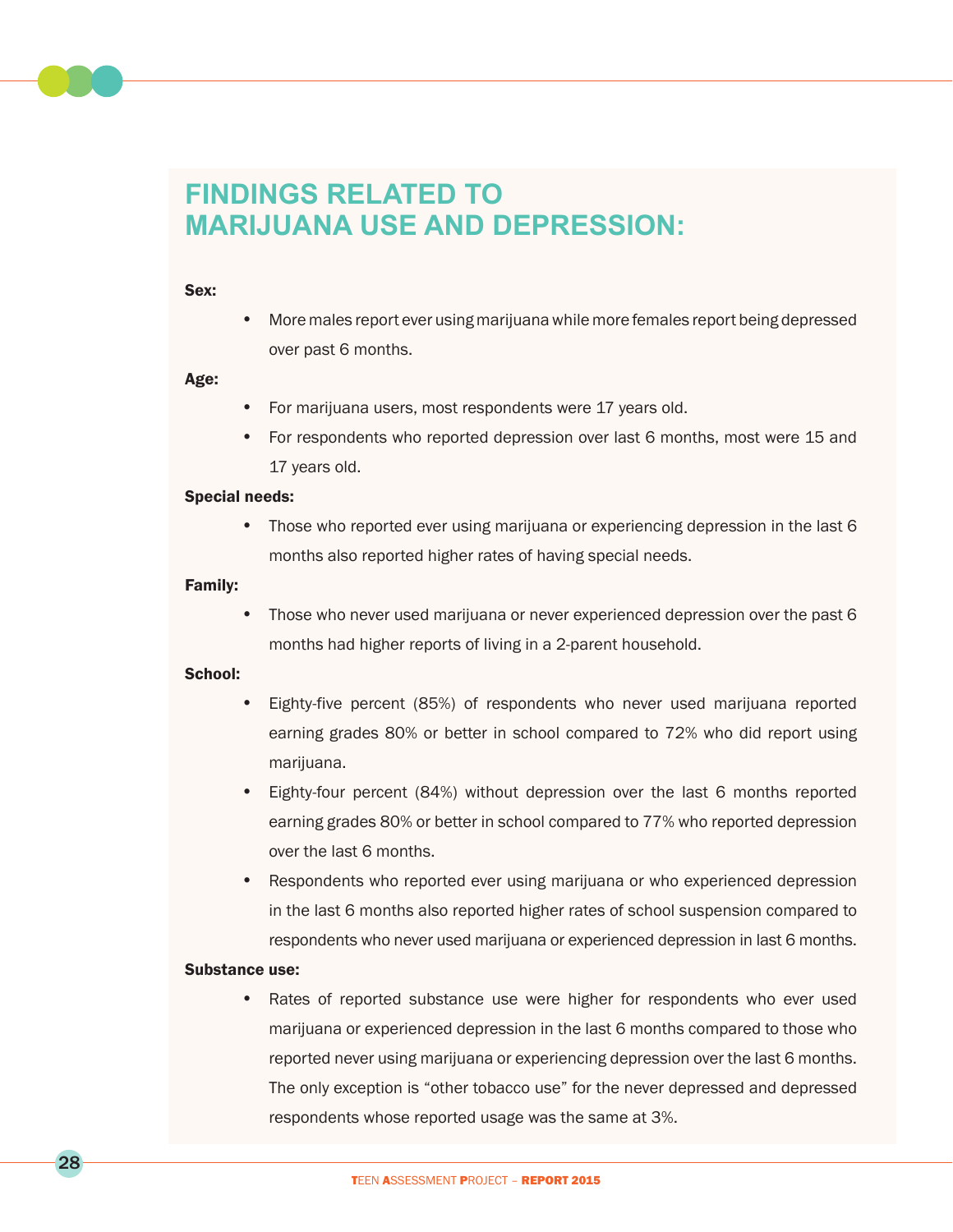# FINDINGS RELATED TO MARIJUANA USE AND DEPRESSION:

**Sex:**

- More males report ever using marijuana while more females report being depressed over past 6 months.

**Age:**

- For marijuana users, most respondents were 17 years old.
- For respondents who reported depression over last 6 months, most were 15 and 17 years old.

**Special needs:**

- Those who reported ever using marijuana or experiencing depression in the last 6 months also reported higher rates of having special needs.

**Family:**

- Those who never used marijuana or never experienced depression over the past 6 months had higher reports of living in a 2-parent household.

**School:**

- Eighty-five percent (85%) of respondents who never used marijuana reported earning grades 80% or better in school compared to 72% who did report using marijuana.
- Eighty-four percent (84%) without depression over the last 6 months reported earning grades 80% or better in school compared to 77% who reported depression over the last 6 months.
- Respondents who reported ever using marijuana or who experienced depression in the last 6 months also reported higher rates of school suspension compared to respondents who never used marijuana or experienced depression in last 6 months.

**Substance use:**

- Rates of reported substance use were higher for respondents who ever used marijuana or experienced depression in the last 6 months compared to those who reported never using marijuana or experiencing depression over the last 6 months. The only exception is "other tobacco use" for the never depressed and depressed respondents whose reported usage was the same at 3%.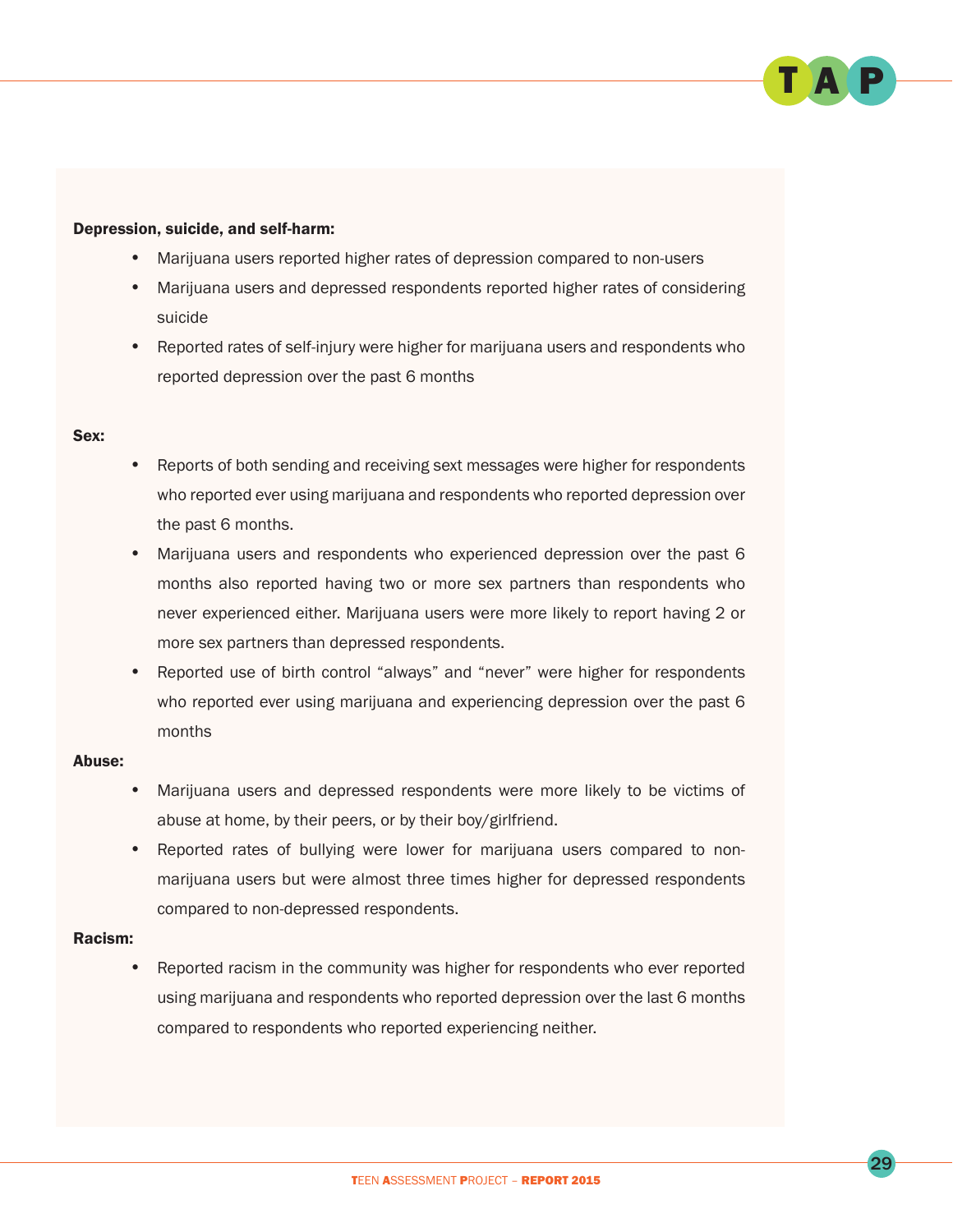**Depression, suicide, and self-harm:**

- Marijuana users reported higher rates of depression compared to non-users
- Marijuana users and depressed respondents reported higher rates of considering suicide
- Reported rates of self-injury were higher for marijuana users and respondents who reported depression over the past 6 months

**Sex:**

- Reports of both sending and receiving sext messages were higher for respondents who reported ever using marijuana and respondents who reported depression over the past 6 months.
- Marijuana users and respondents who experienced depression over the past 6 months also reported having two or more sex partners than respondents who never experienced either. Marijuana users were more likely to report having 2 or more sex partners than depressed respondents.
- Reported use of birth control "always" and "never" were higher for respondents who reported ever using marijuana and experiencing depression over the past 6 months

**Abuse:**

- Marijuana users and depressed respondents were more likely to be victims of abuse at home, by their peers, or by their boy/girlfriend.
- Reported rates of bullying were lower for marijuana users compared to non-marijuana users but were almost three times higher for depressed respondents compared to non-depressed respondents.

**Racism:**

- Reported racism in the community was higher for respondents who ever reported using marijuana and respondents who reported depression over the last 6 months compared to respondents who reported experiencing neither.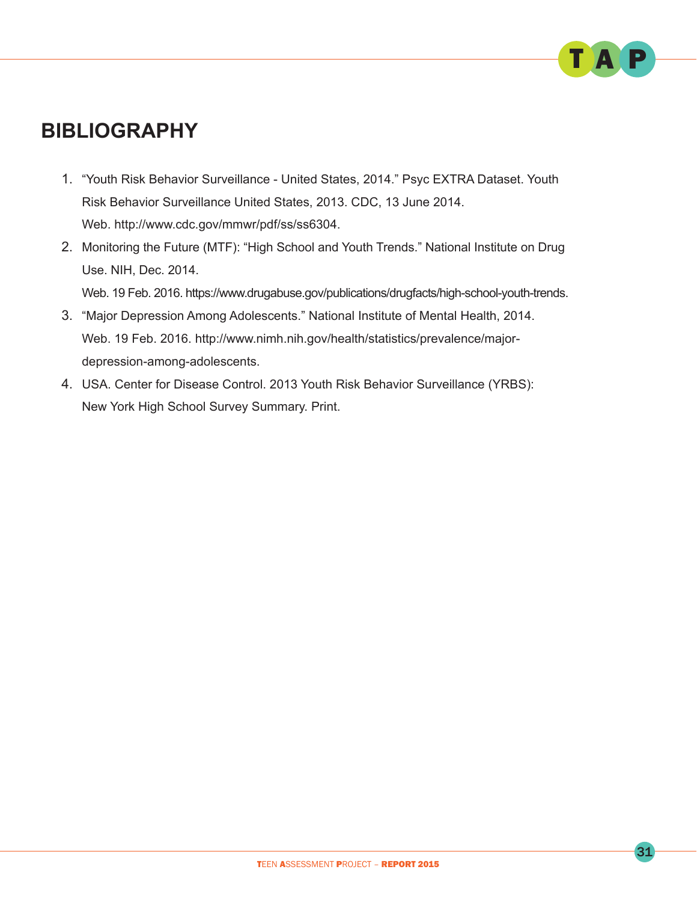# BIBLIOGRAPHY

1. "Youth Risk Behavior Surveillance - United States, 2014." Psyc EXTRA Dataset. Youth Risk Behavior Surveillance United States, 2013. CDC, 13 June 2014. Web. http://www.cdc.gov/mmwr/pdf/ss/ss6304.
2. Monitoring the Future (MTF): "High School and Youth Trends." National Institute on Drug Use. NIH, Dec. 2014. Web. 19 Feb. 2016. https://www.drugabuse.gov/publications/drugfacts/high-school-youth-trends.
3. "Major Depression Among Adolescents." National Institute of Mental Health, 2014. Web. 19 Feb. 2016. http://www.nimh.nih.gov/health/statistics/prevalence/major-depression-among-adolescents.
4. USA. Center for Disease Control. 2013 Youth Risk Behavior Surveillance (YRBS): New York High School Survey Summary. Print.